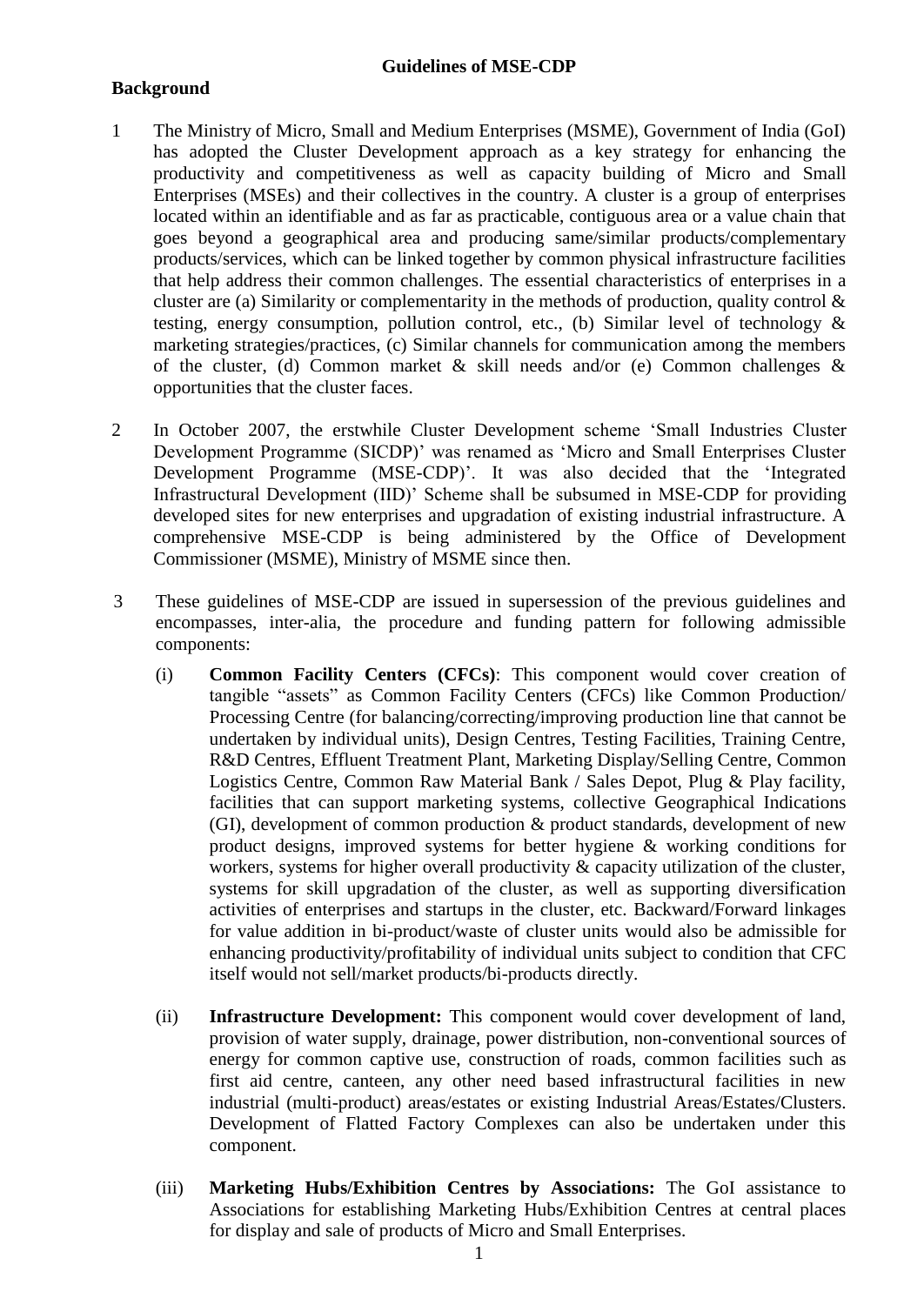# Guidelines of MSE-CDP

## Background

1. The Ministry of Micro, Small and Medium Enterprises (MSME), Government of India (GoI) has adopted the Cluster Development approach as a key strategy for enhancing the productivity and competitiveness as well as capacity building of Micro and Small Enterprises (MSEs) and their collectives in the country. A cluster is a group of enterprises located within an identifiable and as far as practicable, contiguous area or a value chain that goes beyond a geographical area and producing same/similar products/complementary products/services, which can be linked together by common physical infrastructure facilities that help address their common challenges. The essential characteristics of enterprises in a cluster are (a) Similarity or complementarity in the methods of production, quality control & testing, energy consumption, pollution control, etc., (b) Similar level of technology & marketing strategies/practices, (c) Similar channels for communication among the members of the cluster, (d) Common market & skill needs and/or (e) Common challenges & opportunities that the cluster faces.

2. In October 2007, the erstwhile Cluster Development scheme 'Small Industries Cluster Development Programme (SICDP)' was renamed as 'Micro and Small Enterprises Cluster Development Programme (MSE-CDP)'. It was also decided that the 'Integrated Infrastructural Development (IID)' Scheme shall be subsumed in MSE-CDP for providing developed sites for new enterprises and upgradation of existing industrial infrastructure. A comprehensive MSE-CDP is being administered by the Office of Development Commissioner (MSME), Ministry of MSME since then.

3. These guidelines of MSE-CDP are issued in supersession of the previous guidelines and encompasses, inter-alia, the procedure and funding pattern for following admissible components:

   (i) **Common Facility Centers (CFCs)**: This component would cover creation of tangible "assets" as Common Facility Centers (CFCs) like Common Production/ Processing Centre (for balancing/correcting/improving production line that cannot be undertaken by individual units), Design Centres, Testing Facilities, Training Centre, R&D Centres, Effluent Treatment Plant, Marketing Display/Selling Centre, Common Logistics Centre, Common Raw Material Bank / Sales Depot, Plug & Play facility, facilities that can support marketing systems, collective Geographical Indications (GI), development of common production & product standards, development of new product designs, improved systems for better hygiene & working conditions for workers, systems for higher overall productivity & capacity utilization of the cluster, systems for skill upgradation of the cluster, as well as supporting diversification activities of enterprises and startups in the cluster, etc. Backward/Forward linkages for value addition in bi-product/waste of cluster units would also be admissible for enhancing productivity/profitability of individual units subject to condition that CFC itself would not sell/market products/bi-products directly.

   (ii) **Infrastructure Development:** This component would cover development of land, provision of water supply, drainage, power distribution, non-conventional sources of energy for common captive use, construction of roads, common facilities such as first aid centre, canteen, any other need based infrastructural facilities in new industrial (multi-product) areas/estates or existing Industrial Areas/Estates/Clusters. Development of Flatted Factory Complexes can also be undertaken under this component.

   (iii) **Marketing Hubs/Exhibition Centres by Associations:** The GoI assistance to Associations for establishing Marketing Hubs/Exhibition Centres at central places for display and sale of products of Micro and Small Enterprises.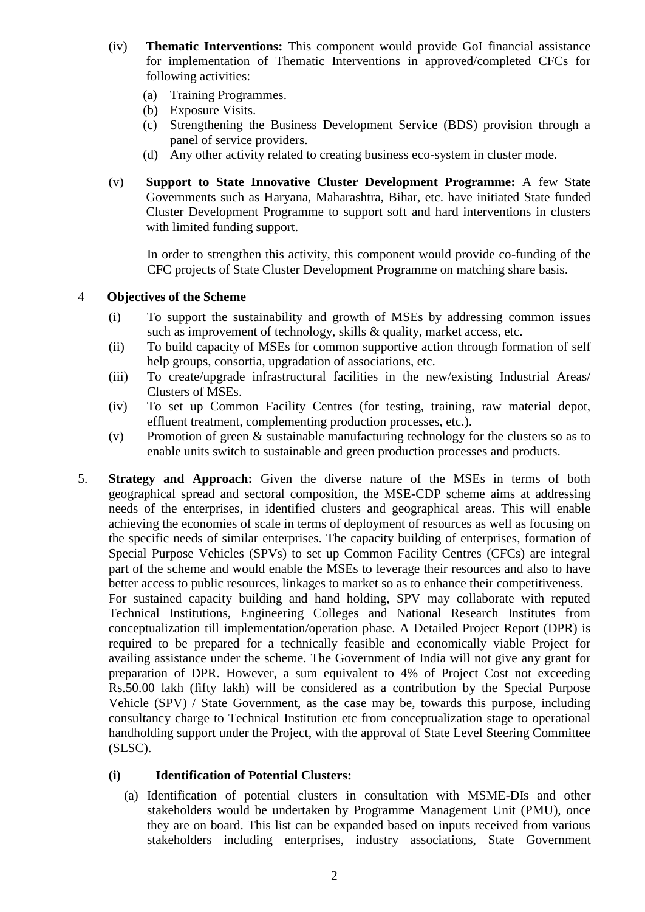(iv) **Thematic Interventions:** This component would provide GoI financial assistance for implementation of Thematic Interventions in approved/completed CFCs for following activities:

- (a) Training Programmes.
- (b) Exposure Visits.
- (c) Strengthening the Business Development Service (BDS) provision through a panel of service providers.
- (d) Any other activity related to creating business eco-system in cluster mode.

(v) **Support to State Innovative Cluster Development Programme:** A few State Governments such as Haryana, Maharashtra, Bihar, etc. have initiated State funded Cluster Development Programme to support soft and hard interventions in clusters with limited funding support.

In order to strengthen this activity, this component would provide co-funding of the CFC projects of State Cluster Development Programme on matching share basis.

## 4 Objectives of the Scheme

- (i) To support the sustainability and growth of MSEs by addressing common issues such as improvement of technology, skills & quality, market access, etc.
- (ii) To build capacity of MSEs for common supportive action through formation of self help groups, consortia, upgradation of associations, etc.
- (iii) To create/upgrade infrastructural facilities in the new/existing Industrial Areas/ Clusters of MSEs.
- (iv) To set up Common Facility Centres (for testing, training, raw material depot, effluent treatment, complementing production processes, etc.).
- (v) Promotion of green & sustainable manufacturing technology for the clusters so as to enable units switch to sustainable and green production processes and products.

5. **Strategy and Approach:** Given the diverse nature of the MSEs in terms of both geographical spread and sectoral composition, the MSE-CDP scheme aims at addressing needs of the enterprises, in identified clusters and geographical areas. This will enable achieving the economies of scale in terms of deployment of resources as well as focusing on the specific needs of similar enterprises. The capacity building of enterprises, formation of Special Purpose Vehicles (SPVs) to set up Common Facility Centres (CFCs) are integral part of the scheme and would enable the MSEs to leverage their resources and also to have better access to public resources, linkages to market so as to enhance their competitiveness.
For sustained capacity building and hand holding, SPV may collaborate with reputed Technical Institutions, Engineering Colleges and National Research Institutes from conceptualization till implementation/operation phase. A Detailed Project Report (DPR) is required to be prepared for a technically feasible and economically viable Project for availing assistance under the scheme. The Government of India will not give any grant for preparation of DPR. However, a sum equivalent to 4% of Project Cost not exceeding Rs.50.00 lakh (fifty lakh) will be considered as a contribution by the Special Purpose Vehicle (SPV) / State Government, as the case may be, towards this purpose, including consultancy charge to Technical Institution etc from conceptualization stage to operational handholding support under the Project, with the approval of State Level Steering Committee (SLSC).

### (i) Identification of Potential Clusters:

(a) Identification of potential clusters in consultation with MSME-DIs and other stakeholders would be undertaken by Programme Management Unit (PMU), once they are on board. This list can be expanded based on inputs received from various stakeholders including enterprises, industry associations, State Government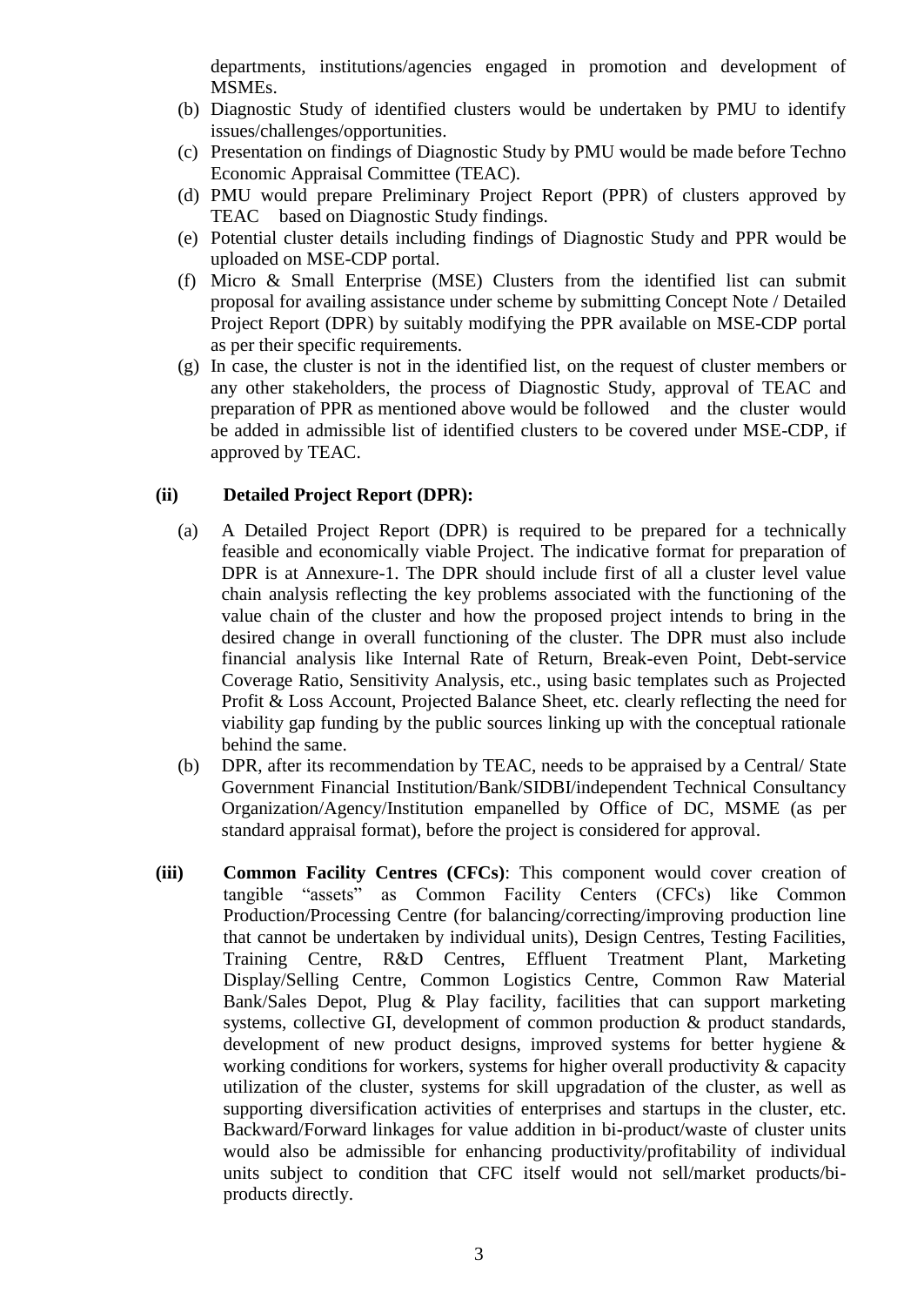departments, institutions/agencies engaged in promotion and development of MSMEs.

(b) Diagnostic Study of identified clusters would be undertaken by PMU to identify issues/challenges/opportunities.

(c) Presentation on findings of Diagnostic Study by PMU would be made before Techno Economic Appraisal Committee (TEAC).

(d) PMU would prepare Preliminary Project Report (PPR) of clusters approved by TEAC based on Diagnostic Study findings.

(e) Potential cluster details including findings of Diagnostic Study and PPR would be uploaded on MSE-CDP portal.

(f) Micro & Small Enterprise (MSE) Clusters from the identified list can submit proposal for availing assistance under scheme by submitting Concept Note / Detailed Project Report (DPR) by suitably modifying the PPR available on MSE-CDP portal as per their specific requirements.

(g) In case, the cluster is not in the identified list, on the request of cluster members or any other stakeholders, the process of Diagnostic Study, approval of TEAC and preparation of PPR as mentioned above would be followed and the cluster would be added in admissible list of identified clusters to be covered under MSE-CDP, if approved by TEAC.

**(ii) Detailed Project Report (DPR):**

(a) A Detailed Project Report (DPR) is required to be prepared for a technically feasible and economically viable Project. The indicative format for preparation of DPR is at Annexure-1. The DPR should include first of all a cluster level value chain analysis reflecting the key problems associated with the functioning of the value chain of the cluster and how the proposed project intends to bring in the desired change in overall functioning of the cluster. The DPR must also include financial analysis like Internal Rate of Return, Break-even Point, Debt-service Coverage Ratio, Sensitivity Analysis, etc., using basic templates such as Projected Profit & Loss Account, Projected Balance Sheet, etc. clearly reflecting the need for viability gap funding by the public sources linking up with the conceptual rationale behind the same.

(b) DPR, after its recommendation by TEAC, needs to be appraised by a Central/ State Government Financial Institution/Bank/SIDBI/independent Technical Consultancy Organization/Agency/Institution empanelled by Office of DC, MSME (as per standard appraisal format), before the project is considered for approval.

**(iii) Common Facility Centres (CFCs)**: This component would cover creation of tangible "assets" as Common Facility Centers (CFCs) like Common Production/Processing Centre (for balancing/correcting/improving production line that cannot be undertaken by individual units), Design Centres, Testing Facilities, Training Centre, R&D Centres, Effluent Treatment Plant, Marketing Display/Selling Centre, Common Logistics Centre, Common Raw Material Bank/Sales Depot, Plug & Play facility, facilities that can support marketing systems, collective GI, development of common production & product standards, development of new product designs, improved systems for better hygiene & working conditions for workers, systems for higher overall productivity & capacity utilization of the cluster, systems for skill upgradation of the cluster, as well as supporting diversification activities of enterprises and startups in the cluster, etc. Backward/Forward linkages for value addition in bi-product/waste of cluster units would also be admissible for enhancing productivity/profitability of individual units subject to condition that CFC itself would not sell/market products/bi-products directly.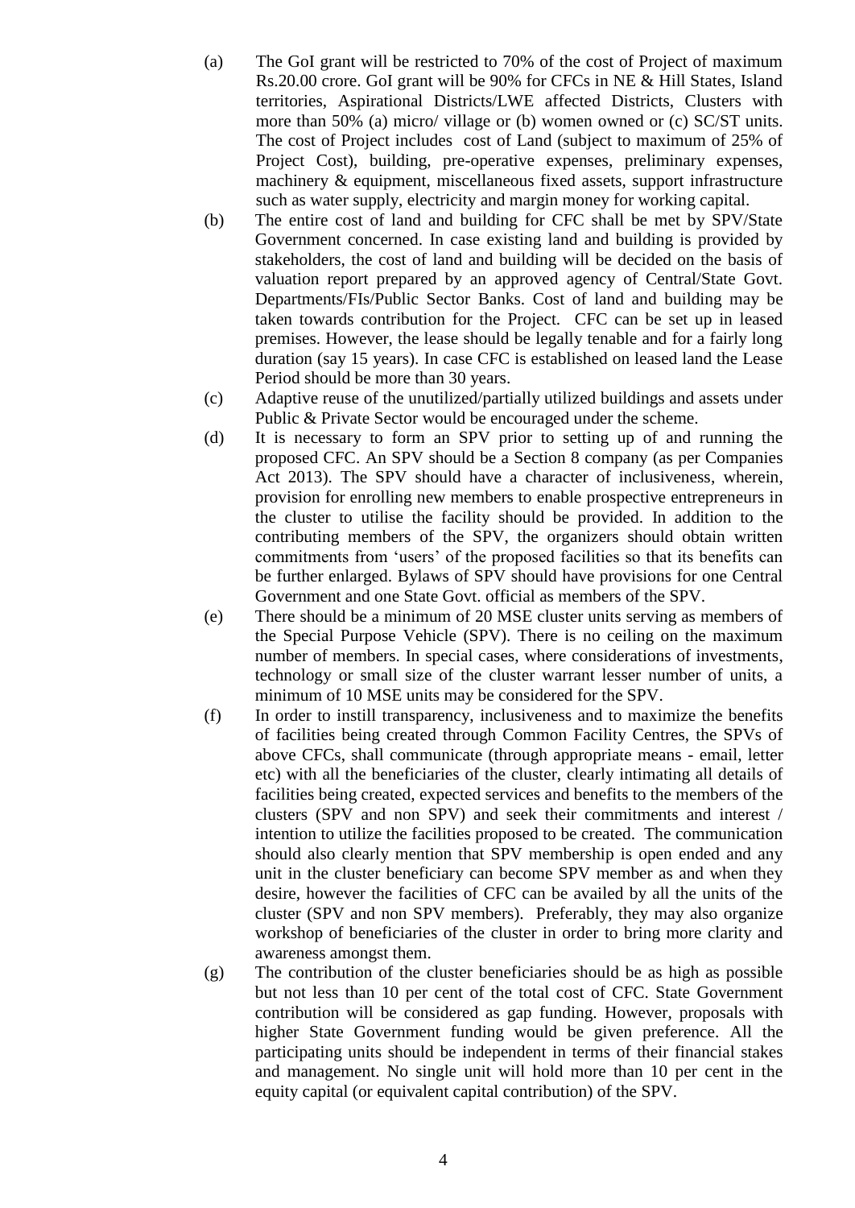(a) The GoI grant will be restricted to 70% of the cost of Project of maximum Rs.20.00 crore. GoI grant will be 90% for CFCs in NE & Hill States, Island territories, Aspirational Districts/LWE affected Districts, Clusters with more than 50% (a) micro/ village or (b) women owned or (c) SC/ST units. The cost of Project includes cost of Land (subject to maximum of 25% of Project Cost), building, pre-operative expenses, preliminary expenses, machinery & equipment, miscellaneous fixed assets, support infrastructure such as water supply, electricity and margin money for working capital.

(b) The entire cost of land and building for CFC shall be met by SPV/State Government concerned. In case existing land and building is provided by stakeholders, the cost of land and building will be decided on the basis of valuation report prepared by an approved agency of Central/State Govt. Departments/FIs/Public Sector Banks. Cost of land and building may be taken towards contribution for the Project. CFC can be set up in leased premises. However, the lease should be legally tenable and for a fairly long duration (say 15 years). In case CFC is established on leased land the Lease Period should be more than 30 years.

(c) Adaptive reuse of the unutilized/partially utilized buildings and assets under Public & Private Sector would be encouraged under the scheme.

(d) It is necessary to form an SPV prior to setting up of and running the proposed CFC. An SPV should be a Section 8 company (as per Companies Act 2013). The SPV should have a character of inclusiveness, wherein, provision for enrolling new members to enable prospective entrepreneurs in the cluster to utilise the facility should be provided. In addition to the contributing members of the SPV, the organizers should obtain written commitments from 'users' of the proposed facilities so that its benefits can be further enlarged. Bylaws of SPV should have provisions for one Central Government and one State Govt. official as members of the SPV.

(e) There should be a minimum of 20 MSE cluster units serving as members of the Special Purpose Vehicle (SPV). There is no ceiling on the maximum number of members. In special cases, where considerations of investments, technology or small size of the cluster warrant lesser number of units, a minimum of 10 MSE units may be considered for the SPV.

(f) In order to instill transparency, inclusiveness and to maximize the benefits of facilities being created through Common Facility Centres, the SPVs of above CFCs, shall communicate (through appropriate means - email, letter etc) with all the beneficiaries of the cluster, clearly intimating all details of facilities being created, expected services and benefits to the members of the clusters (SPV and non SPV) and seek their commitments and interest / intention to utilize the facilities proposed to be created. The communication should also clearly mention that SPV membership is open ended and any unit in the cluster beneficiary can become SPV member as and when they desire, however the facilities of CFC can be availed by all the units of the cluster (SPV and non SPV members). Preferably, they may also organize workshop of beneficiaries of the cluster in order to bring more clarity and awareness amongst them.

(g) The contribution of the cluster beneficiaries should be as high as possible but not less than 10 per cent of the total cost of CFC. State Government contribution will be considered as gap funding. However, proposals with higher State Government funding would be given preference. All the participating units should be independent in terms of their financial stakes and management. No single unit will hold more than 10 per cent in the equity capital (or equivalent capital contribution) of the SPV.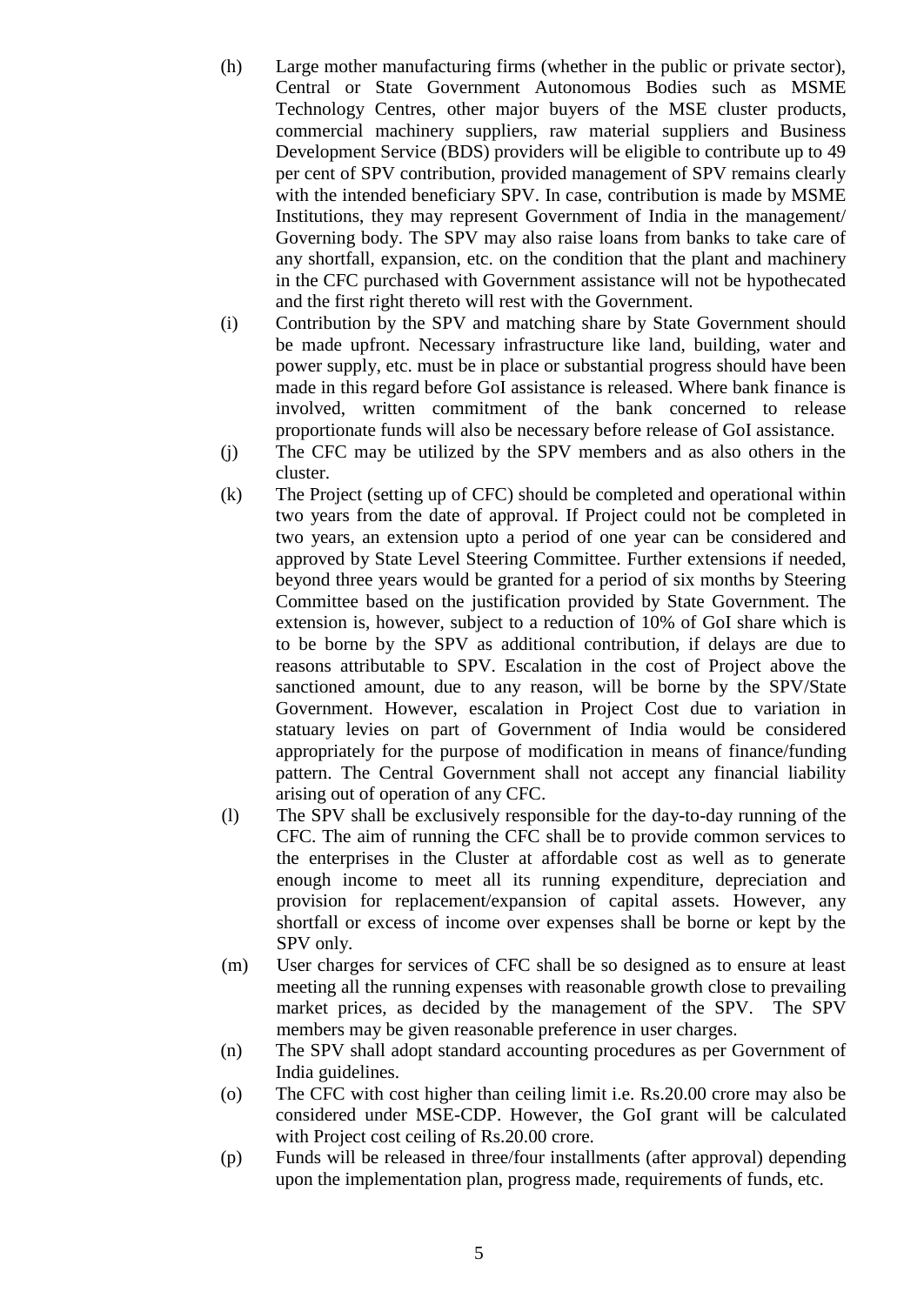(h) Large mother manufacturing firms (whether in the public or private sector), Central or State Government Autonomous Bodies such as MSME Technology Centres, other major buyers of the MSE cluster products, commercial machinery suppliers, raw material suppliers and Business Development Service (BDS) providers will be eligible to contribute up to 49 per cent of SPV contribution, provided management of SPV remains clearly with the intended beneficiary SPV. In case, contribution is made by MSME Institutions, they may represent Government of India in the management/ Governing body. The SPV may also raise loans from banks to take care of any shortfall, expansion, etc. on the condition that the plant and machinery in the CFC purchased with Government assistance will not be hypothecated and the first right thereto will rest with the Government.

(i) Contribution by the SPV and matching share by State Government should be made upfront. Necessary infrastructure like land, building, water and power supply, etc. must be in place or substantial progress should have been made in this regard before GoI assistance is released. Where bank finance is involved, written commitment of the bank concerned to release proportionate funds will also be necessary before release of GoI assistance.

(j) The CFC may be utilized by the SPV members and as also others in the cluster.

(k) The Project (setting up of CFC) should be completed and operational within two years from the date of approval. If Project could not be completed in two years, an extension upto a period of one year can be considered and approved by State Level Steering Committee. Further extensions if needed, beyond three years would be granted for a period of six months by Steering Committee based on the justification provided by State Government. The extension is, however, subject to a reduction of 10% of GoI share which is to be borne by the SPV as additional contribution, if delays are due to reasons attributable to SPV. Escalation in the cost of Project above the sanctioned amount, due to any reason, will be borne by the SPV/State Government. However, escalation in Project Cost due to variation in statuary levies on part of Government of India would be considered appropriately for the purpose of modification in means of finance/funding pattern. The Central Government shall not accept any financial liability arising out of operation of any CFC.

(l) The SPV shall be exclusively responsible for the day-to-day running of the CFC. The aim of running the CFC shall be to provide common services to the enterprises in the Cluster at affordable cost as well as to generate enough income to meet all its running expenditure, depreciation and provision for replacement/expansion of capital assets. However, any shortfall or excess of income over expenses shall be borne or kept by the SPV only.

(m) User charges for services of CFC shall be so designed as to ensure at least meeting all the running expenses with reasonable growth close to prevailing market prices, as decided by the management of the SPV. The SPV members may be given reasonable preference in user charges.

(n) The SPV shall adopt standard accounting procedures as per Government of India guidelines.

(o) The CFC with cost higher than ceiling limit i.e. Rs.20.00 crore may also be considered under MSE-CDP. However, the GoI grant will be calculated with Project cost ceiling of Rs.20.00 crore.

(p) Funds will be released in three/four installments (after approval) depending upon the implementation plan, progress made, requirements of funds, etc.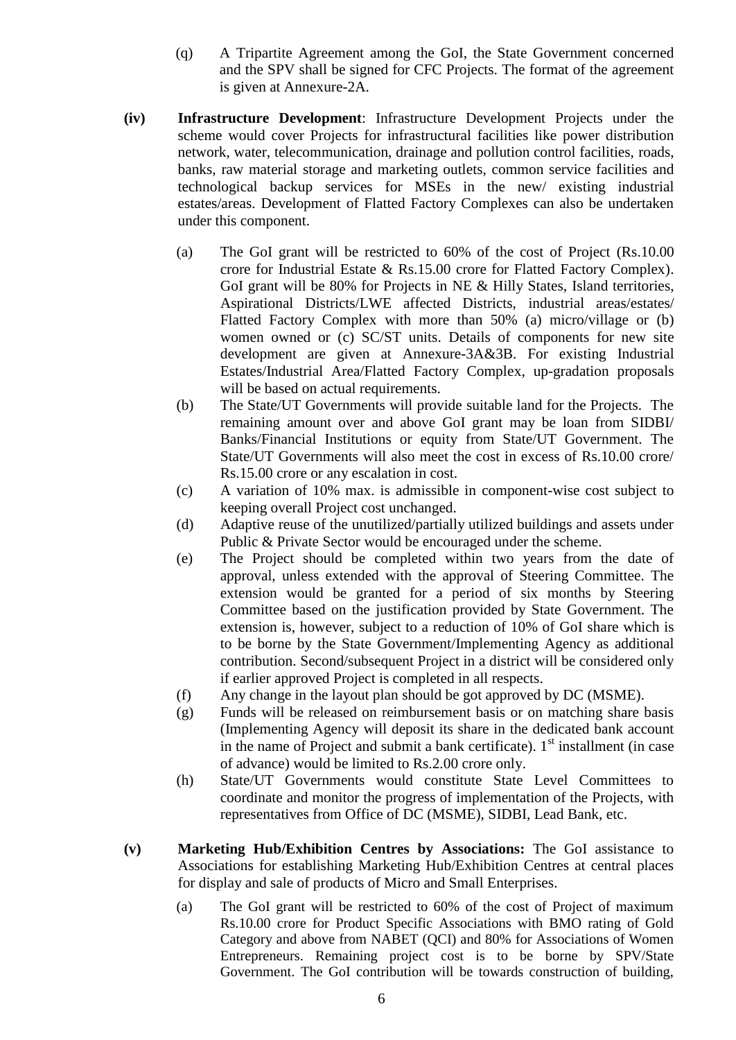(q) A Tripartite Agreement among the GoI, the State Government concerned and the SPV shall be signed for CFC Projects. The format of the agreement is given at Annexure-2A.

**(iv) Infrastructure Development**: Infrastructure Development Projects under the scheme would cover Projects for infrastructural facilities like power distribution network, water, telecommunication, drainage and pollution control facilities, roads, banks, raw material storage and marketing outlets, common service facilities and technological backup services for MSEs in the new/ existing industrial estates/areas. Development of Flatted Factory Complexes can also be undertaken under this component.

(a) The GoI grant will be restricted to 60% of the cost of Project (Rs.10.00 crore for Industrial Estate & Rs.15.00 crore for Flatted Factory Complex). GoI grant will be 80% for Projects in NE & Hilly States, Island territories, Aspirational Districts/LWE affected Districts, industrial areas/estates/ Flatted Factory Complex with more than 50% (a) micro/village or (b) women owned or (c) SC/ST units. Details of components for new site development are given at Annexure-3A&3B. For existing Industrial Estates/Industrial Area/Flatted Factory Complex, up-gradation proposals will be based on actual requirements.

(b) The State/UT Governments will provide suitable land for the Projects. The remaining amount over and above GoI grant may be loan from SIDBI/ Banks/Financial Institutions or equity from State/UT Government. The State/UT Governments will also meet the cost in excess of Rs.10.00 crore/ Rs.15.00 crore or any escalation in cost.

(c) A variation of 10% max. is admissible in component-wise cost subject to keeping overall Project cost unchanged.

(d) Adaptive reuse of the unutilized/partially utilized buildings and assets under Public & Private Sector would be encouraged under the scheme.

(e) The Project should be completed within two years from the date of approval, unless extended with the approval of Steering Committee. The extension would be granted for a period of six months by Steering Committee based on the justification provided by State Government. The extension is, however, subject to a reduction of 10% of GoI share which is to be borne by the State Government/Implementing Agency as additional contribution. Second/subsequent Project in a district will be considered only if earlier approved Project is completed in all respects.

(f) Any change in the layout plan should be got approved by DC (MSME).

(g) Funds will be released on reimbursement basis or on matching share basis (Implementing Agency will deposit its share in the dedicated bank account in the name of Project and submit a bank certificate). 1st installment (in case of advance) would be limited to Rs.2.00 crore only.

(h) State/UT Governments would constitute State Level Committees to coordinate and monitor the progress of implementation of the Projects, with representatives from Office of DC (MSME), SIDBI, Lead Bank, etc.

**(v) Marketing Hub/Exhibition Centres by Associations:** The GoI assistance to Associations for establishing Marketing Hub/Exhibition Centres at central places for display and sale of products of Micro and Small Enterprises.

(a) The GoI grant will be restricted to 60% of the cost of Project of maximum Rs.10.00 crore for Product Specific Associations with BMO rating of Gold Category and above from NABET (QCI) and 80% for Associations of Women Entrepreneurs. Remaining project cost is to be borne by SPV/State Government. The GoI contribution will be towards construction of building,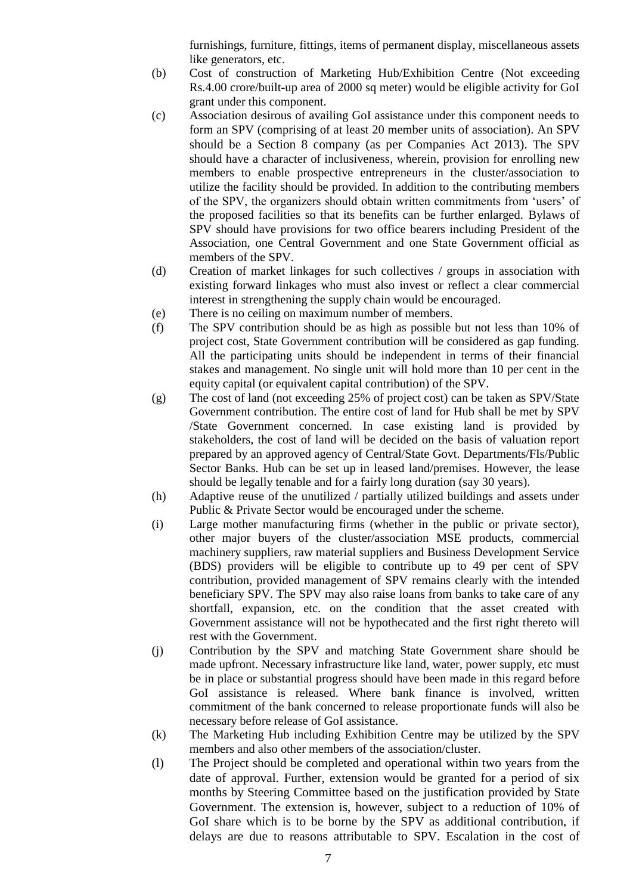furnishings, furniture, fittings, items of permanent display, miscellaneous assets like generators, etc.

(b) Cost of construction of Marketing Hub/Exhibition Centre (Not exceeding Rs.4.00 crore/built-up area of 2000 sq meter) would be eligible activity for GoI grant under this component.

(c) Association desirous of availing GoI assistance under this component needs to form an SPV (comprising of at least 20 member units of association). An SPV should be a Section 8 company (as per Companies Act 2013). The SPV should have a character of inclusiveness, wherein, provision for enrolling new members to enable prospective entrepreneurs in the cluster/association to utilize the facility should be provided. In addition to the contributing members of the SPV, the organizers should obtain written commitments from 'users' of the proposed facilities so that its benefits can be further enlarged. Bylaws of SPV should have provisions for two office bearers including President of the Association, one Central Government and one State Government official as members of the SPV.

(d) Creation of market linkages for such collectives / groups in association with existing forward linkages who must also invest or reflect a clear commercial interest in strengthening the supply chain would be encouraged.

(e) There is no ceiling on maximum number of members.

(f) The SPV contribution should be as high as possible but not less than 10% of project cost, State Government contribution will be considered as gap funding. All the participating units should be independent in terms of their financial stakes and management. No single unit will hold more than 10 per cent in the equity capital (or equivalent capital contribution) of the SPV.

(g) The cost of land (not exceeding 25% of project cost) can be taken as SPV/State Government contribution. The entire cost of land for Hub shall be met by SPV /State Government concerned. In case existing land is provided by stakeholders, the cost of land will be decided on the basis of valuation report prepared by an approved agency of Central/State Govt. Departments/FIs/Public Sector Banks. Hub can be set up in leased land/premises. However, the lease should be legally tenable and for a fairly long duration (say 30 years).

(h) Adaptive reuse of the unutilized / partially utilized buildings and assets under Public & Private Sector would be encouraged under the scheme.

(i) Large mother manufacturing firms (whether in the public or private sector), other major buyers of the cluster/association MSE products, commercial machinery suppliers, raw material suppliers and Business Development Service (BDS) providers will be eligible to contribute up to 49 per cent of SPV contribution, provided management of SPV remains clearly with the intended beneficiary SPV. The SPV may also raise loans from banks to take care of any shortfall, expansion, etc. on the condition that the asset created with Government assistance will not be hypothecated and the first right thereto will rest with the Government.

(j) Contribution by the SPV and matching State Government share should be made upfront. Necessary infrastructure like land, water, power supply, etc must be in place or substantial progress should have been made in this regard before GoI assistance is released. Where bank finance is involved, written commitment of the bank concerned to release proportionate funds will also be necessary before release of GoI assistance.

(k) The Marketing Hub including Exhibition Centre may be utilized by the SPV members and also other members of the association/cluster.

(l) The Project should be completed and operational within two years from the date of approval. Further, extension would be granted for a period of six months by Steering Committee based on the justification provided by State Government. The extension is, however, subject to a reduction of 10% of GoI share which is to be borne by the SPV as additional contribution, if delays are due to reasons attributable to SPV. Escalation in the cost of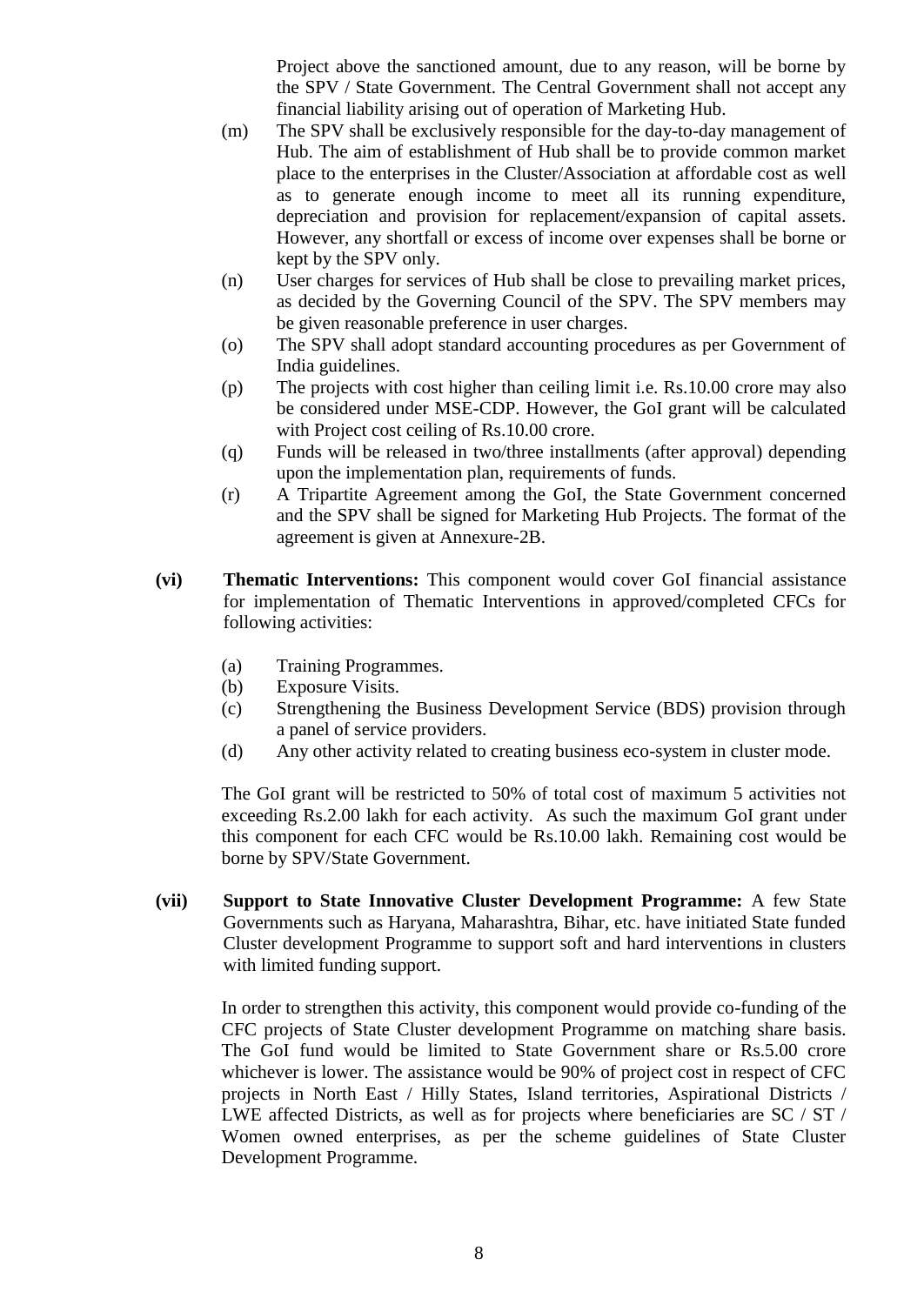Project above the sanctioned amount, due to any reason, will be borne by the SPV / State Government. The Central Government shall not accept any financial liability arising out of operation of Marketing Hub.

(m) The SPV shall be exclusively responsible for the day-to-day management of Hub. The aim of establishment of Hub shall be to provide common market place to the enterprises in the Cluster/Association at affordable cost as well as to generate enough income to meet all its running expenditure, depreciation and provision for replacement/expansion of capital assets. However, any shortfall or excess of income over expenses shall be borne or kept by the SPV only.

(n) User charges for services of Hub shall be close to prevailing market prices, as decided by the Governing Council of the SPV. The SPV members may be given reasonable preference in user charges.

(o) The SPV shall adopt standard accounting procedures as per Government of India guidelines.

(p) The projects with cost higher than ceiling limit i.e. Rs.10.00 crore may also be considered under MSE-CDP. However, the GoI grant will be calculated with Project cost ceiling of Rs.10.00 crore.

(q) Funds will be released in two/three installments (after approval) depending upon the implementation plan, requirements of funds.

(r) A Tripartite Agreement among the GoI, the State Government concerned and the SPV shall be signed for Marketing Hub Projects. The format of the agreement is given at Annexure-2B.

**(vi) Thematic Interventions:** This component would cover GoI financial assistance for implementation of Thematic Interventions in approved/completed CFCs for following activities:

(a) Training Programmes.

(b) Exposure Visits.

(c) Strengthening the Business Development Service (BDS) provision through a panel of service providers.

(d) Any other activity related to creating business eco-system in cluster mode.

The GoI grant will be restricted to 50% of total cost of maximum 5 activities not exceeding Rs.2.00 lakh for each activity. As such the maximum GoI grant under this component for each CFC would be Rs.10.00 lakh. Remaining cost would be borne by SPV/State Government.

**(vii) Support to State Innovative Cluster Development Programme:** A few State Governments such as Haryana, Maharashtra, Bihar, etc. have initiated State funded Cluster development Programme to support soft and hard interventions in clusters with limited funding support.

In order to strengthen this activity, this component would provide co-funding of the CFC projects of State Cluster development Programme on matching share basis. The GoI fund would be limited to State Government share or Rs.5.00 crore whichever is lower. The assistance would be 90% of project cost in respect of CFC projects in North East / Hilly States, Island territories, Aspirational Districts / LWE affected Districts, as well as for projects where beneficiaries are SC / ST / Women owned enterprises, as per the scheme guidelines of State Cluster Development Programme.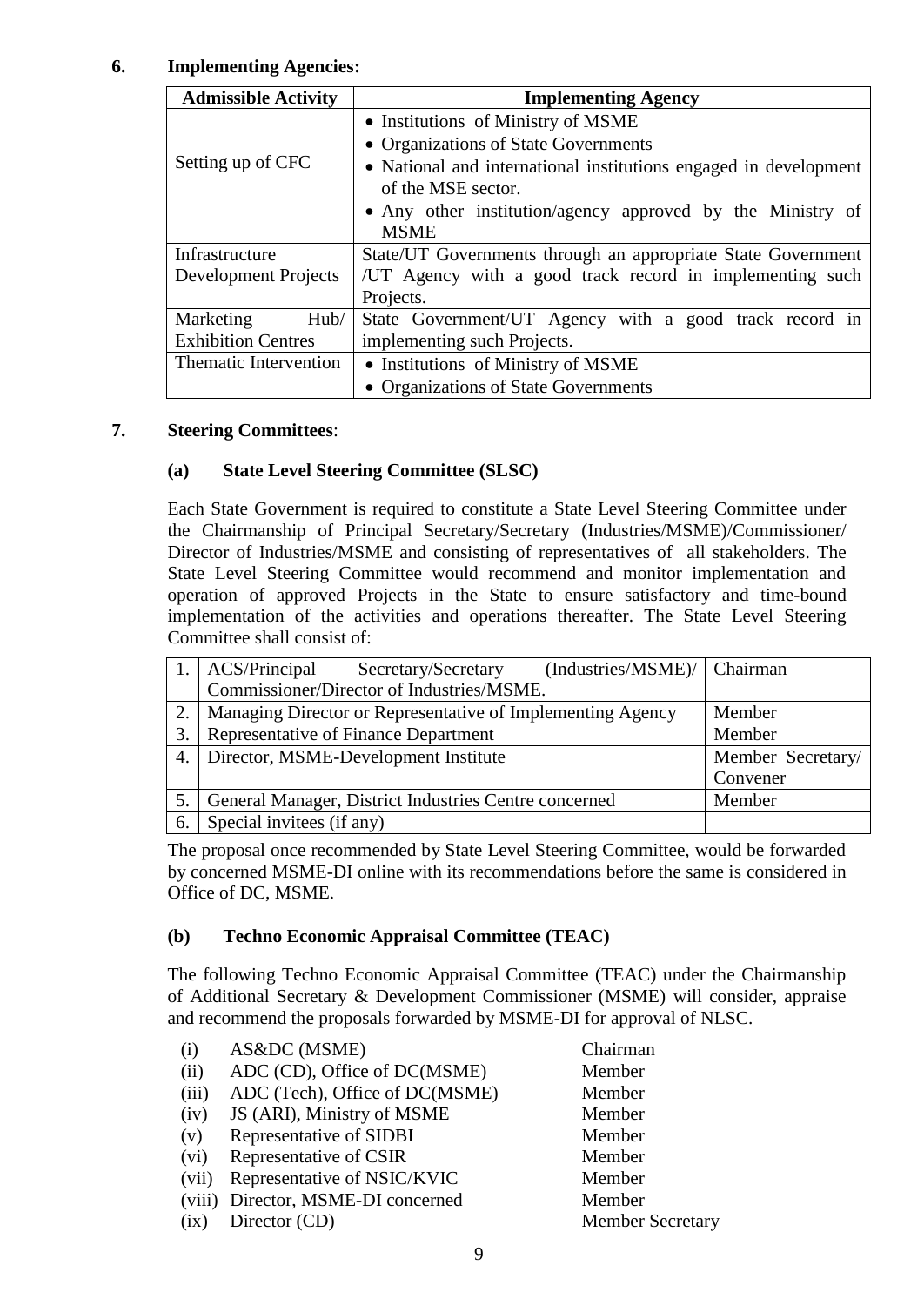## 6. Implementing Agencies:

| Admissible Activity | Implementing Agency |
|---|---|
| Setting up of CFC | • Institutions of Ministry of MSME<br>• Organizations of State Governments<br>• National and international institutions engaged in development of the MSE sector.<br>• Any other institution/agency approved by the Ministry of MSME |
| Infrastructure Development Projects | State/UT Governments through an appropriate State Government /UT Agency with a good track record in implementing such Projects. |
| Marketing Hub/ Exhibition Centres | State Government/UT Agency with a good track record in implementing such Projects. |
| Thematic Intervention | • Institutions of Ministry of MSME<br>• Organizations of State Governments |

## 7. Steering Committees:

### (a) State Level Steering Committee (SLSC)

Each State Government is required to constitute a State Level Steering Committee under the Chairmanship of Principal Secretary/Secretary (Industries/MSME)/Commissioner/ Director of Industries/MSME and consisting of representatives of all stakeholders. The State Level Steering Committee would recommend and monitor implementation and operation of approved Projects in the State to ensure satisfactory and time-bound implementation of the activities and operations thereafter. The State Level Steering Committee shall consist of:

| | | |
|---|---|---|
| 1. | ACS/Principal Secretary/Secretary (Industries/MSME)/ Commissioner/Director of Industries/MSME. | Chairman |
| 2. | Managing Director or Representative of Implementing Agency | Member |
| 3. | Representative of Finance Department | Member |
| 4. | Director, MSME-Development Institute | Member Secretary/ Convener |
| 5. | General Manager, District Industries Centre concerned | Member |
| 6. | Special invitees (if any) | |

The proposal once recommended by State Level Steering Committee, would be forwarded by concerned MSME-DI online with its recommendations before the same is considered in Office of DC, MSME.

### (b) Techno Economic Appraisal Committee (TEAC)

The following Techno Economic Appraisal Committee (TEAC) under the Chairmanship of Additional Secretary & Development Commissioner (MSME) will consider, appraise and recommend the proposals forwarded by MSME-DI for approval of NLSC.

| | | |
|---|---|---|
| (i) | AS&DC (MSME) | Chairman |
| (ii) | ADC (CD), Office of DC(MSME) | Member |
| (iii) | ADC (Tech), Office of DC(MSME) | Member |
| (iv) | JS (ARI), Ministry of MSME | Member |
| (v) | Representative of SIDBI | Member |
| (vi) | Representative of CSIR | Member |
| (vii) | Representative of NSIC/KVIC | Member |
| (viii) | Director, MSME-DI concerned | Member |
| (ix) | Director (CD) | Member Secretary |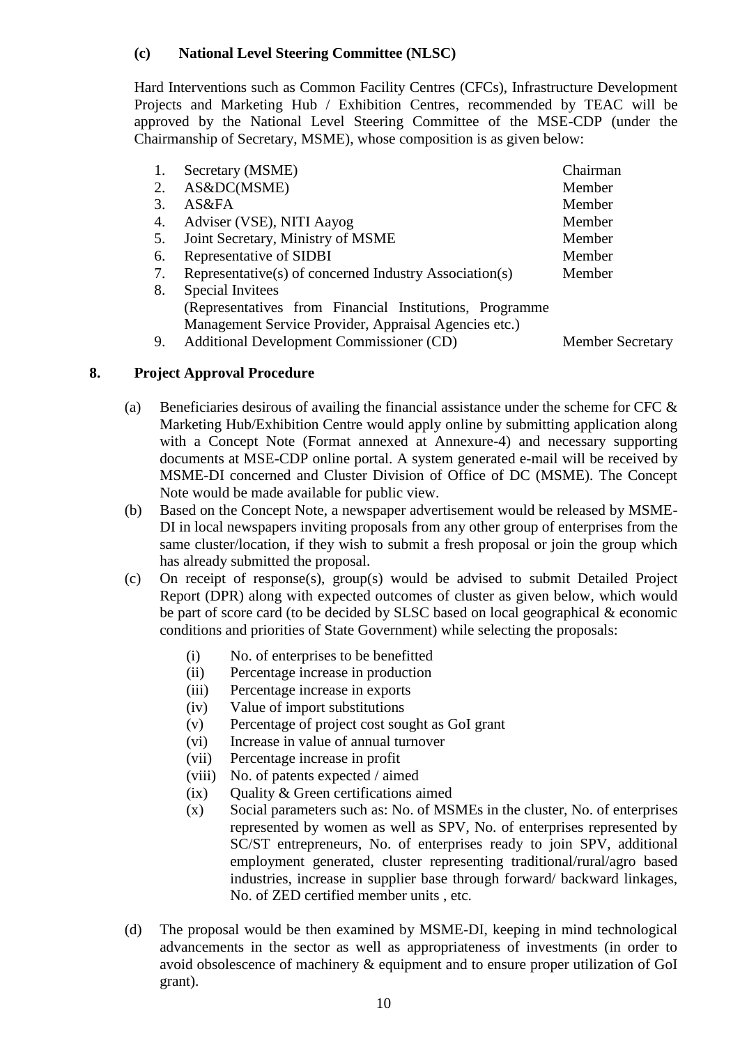**(c) National Level Steering Committee (NLSC)**

Hard Interventions such as Common Facility Centres (CFCs), Infrastructure Development Projects and Marketing Hub / Exhibition Centres, recommended by TEAC will be approved by the National Level Steering Committee of the MSE-CDP (under the Chairmanship of Secretary, MSME), whose composition is as given below:

| | | |
|---|---|---|
| 1. | Secretary (MSME) | Chairman |
| 2. | AS&DC(MSME) | Member |
| 3. | AS&FA | Member |
| 4. | Adviser (VSE), NITI Aayog | Member |
| 5. | Joint Secretary, Ministry of MSME | Member |
| 6. | Representative of SIDBI | Member |
| 7. | Representative(s) of concerned Industry Association(s) | Member |
| 8. | Special Invitees (Representatives from Financial Institutions, Programme Management Service Provider, Appraisal Agencies etc.) | |
| 9. | Additional Development Commissioner (CD) | Member Secretary |

## 8. Project Approval Procedure

(a) Beneficiaries desirous of availing the financial assistance under the scheme for CFC & Marketing Hub/Exhibition Centre would apply online by submitting application along with a Concept Note (Format annexed at Annexure-4) and necessary supporting documents at MSE-CDP online portal. A system generated e-mail will be received by MSME-DI concerned and Cluster Division of Office of DC (MSME). The Concept Note would be made available for public view.

(b) Based on the Concept Note, a newspaper advertisement would be released by MSME-DI in local newspapers inviting proposals from any other group of enterprises from the same cluster/location, if they wish to submit a fresh proposal or join the group which has already submitted the proposal.

(c) On receipt of response(s), group(s) would be advised to submit Detailed Project Report (DPR) along with expected outcomes of cluster as given below, which would be part of score card (to be decided by SLSC based on local geographical & economic conditions and priorities of State Government) while selecting the proposals:

- (i) No. of enterprises to be benefitted
- (ii) Percentage increase in production
- (iii) Percentage increase in exports
- (iv) Value of import substitutions
- (v) Percentage of project cost sought as GoI grant
- (vi) Increase in value of annual turnover
- (vii) Percentage increase in profit
- (viii) No. of patents expected / aimed
- (ix) Quality & Green certifications aimed
- (x) Social parameters such as: No. of MSMEs in the cluster, No. of enterprises represented by women as well as SPV, No. of enterprises represented by SC/ST entrepreneurs, No. of enterprises ready to join SPV, additional employment generated, cluster representing traditional/rural/agro based industries, increase in supplier base through forward/ backward linkages, No. of ZED certified member units , etc.

(d) The proposal would be then examined by MSME-DI, keeping in mind technological advancements in the sector as well as appropriateness of investments (in order to avoid obsolescence of machinery & equipment and to ensure proper utilization of GoI grant).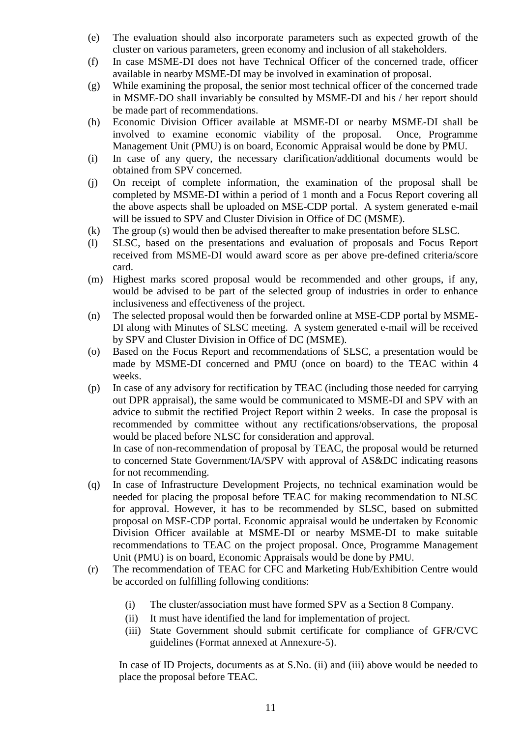(e) The evaluation should also incorporate parameters such as expected growth of the cluster on various parameters, green economy and inclusion of all stakeholders.

(f) In case MSME-DI does not have Technical Officer of the concerned trade, officer available in nearby MSME-DI may be involved in examination of proposal.

(g) While examining the proposal, the senior most technical officer of the concerned trade in MSME-DO shall invariably be consulted by MSME-DI and his / her report should be made part of recommendations.

(h) Economic Division Officer available at MSME-DI or nearby MSME-DI shall be involved to examine economic viability of the proposal. Once, Programme Management Unit (PMU) is on board, Economic Appraisal would be done by PMU.

(i) In case of any query, the necessary clarification/additional documents would be obtained from SPV concerned.

(j) On receipt of complete information, the examination of the proposal shall be completed by MSME-DI within a period of 1 month and a Focus Report covering all the above aspects shall be uploaded on MSE-CDP portal. A system generated e-mail will be issued to SPV and Cluster Division in Office of DC (MSME).

(k) The group (s) would then be advised thereafter to make presentation before SLSC.

(l) SLSC, based on the presentations and evaluation of proposals and Focus Report received from MSME-DI would award score as per above pre-defined criteria/score card.

(m) Highest marks scored proposal would be recommended and other groups, if any, would be advised to be part of the selected group of industries in order to enhance inclusiveness and effectiveness of the project.

(n) The selected proposal would then be forwarded online at MSE-CDP portal by MSME-DI along with Minutes of SLSC meeting. A system generated e-mail will be received by SPV and Cluster Division in Office of DC (MSME).

(o) Based on the Focus Report and recommendations of SLSC, a presentation would be made by MSME-DI concerned and PMU (once on board) to the TEAC within 4 weeks.

(p) In case of any advisory for rectification by TEAC (including those needed for carrying out DPR appraisal), the same would be communicated to MSME-DI and SPV with an advice to submit the rectified Project Report within 2 weeks. In case the proposal is recommended by committee without any rectifications/observations, the proposal would be placed before NLSC for consideration and approval.

    In case of non-recommendation of proposal by TEAC, the proposal would be returned to concerned State Government/IA/SPV with approval of AS&DC indicating reasons for not recommending.

(q) In case of Infrastructure Development Projects, no technical examination would be needed for placing the proposal before TEAC for making recommendation to NLSC for approval. However, it has to be recommended by SLSC, based on submitted proposal on MSE-CDP portal. Economic appraisal would be undertaken by Economic Division Officer available at MSME-DI or nearby MSME-DI to make suitable recommendations to TEAC on the project proposal. Once, Programme Management Unit (PMU) is on board, Economic Appraisals would be done by PMU.

(r) The recommendation of TEAC for CFC and Marketing Hub/Exhibition Centre would be accorded on fulfilling following conditions:

    (i) The cluster/association must have formed SPV as a Section 8 Company.
    (ii) It must have identified the land for implementation of project.
    (iii) State Government should submit certificate for compliance of GFR/CVC guidelines (Format annexed at Annexure-5).

    In case of ID Projects, documents as at S.No. (ii) and (iii) above would be needed to place the proposal before TEAC.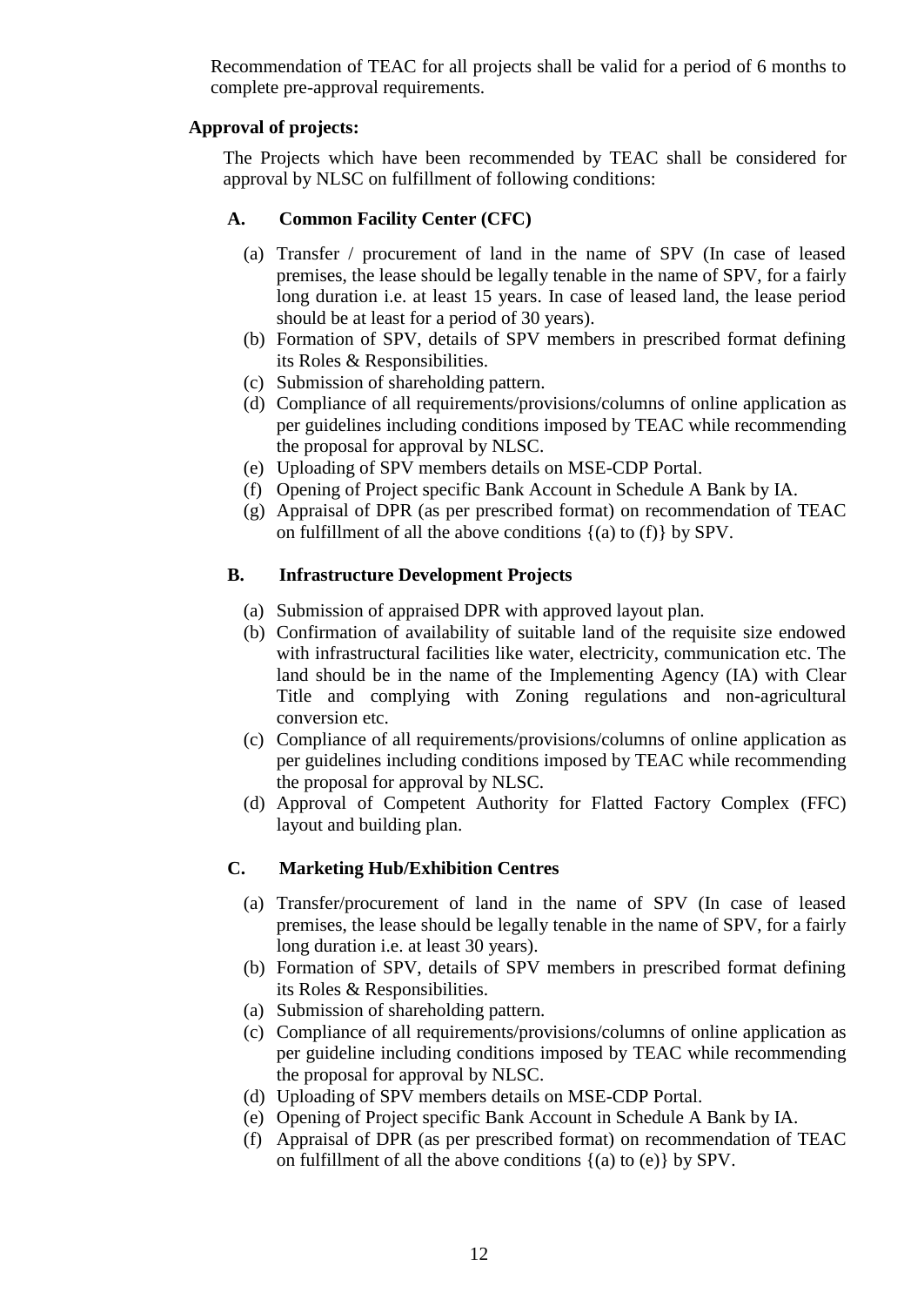Recommendation of TEAC for all projects shall be valid for a period of 6 months to complete pre-approval requirements.

**Approval of projects:**

The Projects which have been recommended by TEAC shall be considered for approval by NLSC on fulfillment of following conditions:

**A. Common Facility Center (CFC)**

(a) Transfer / procurement of land in the name of SPV (In case of leased premises, the lease should be legally tenable in the name of SPV, for a fairly long duration i.e. at least 15 years. In case of leased land, the lease period should be at least for a period of 30 years).
(b) Formation of SPV, details of SPV members in prescribed format defining its Roles & Responsibilities.
(c) Submission of shareholding pattern.
(d) Compliance of all requirements/provisions/columns of online application as per guidelines including conditions imposed by TEAC while recommending the proposal for approval by NLSC.
(e) Uploading of SPV members details on MSE-CDP Portal.
(f) Opening of Project specific Bank Account in Schedule A Bank by IA.
(g) Appraisal of DPR (as per prescribed format) on recommendation of TEAC on fulfillment of all the above conditions {(a) to (f)} by SPV.

**B. Infrastructure Development Projects**

(a) Submission of appraised DPR with approved layout plan.
(b) Confirmation of availability of suitable land of the requisite size endowed with infrastructural facilities like water, electricity, communication etc. The land should be in the name of the Implementing Agency (IA) with Clear Title and complying with Zoning regulations and non-agricultural conversion etc.
(c) Compliance of all requirements/provisions/columns of online application as per guidelines including conditions imposed by TEAC while recommending the proposal for approval by NLSC.
(d) Approval of Competent Authority for Flatted Factory Complex (FFC) layout and building plan.

**C. Marketing Hub/Exhibition Centres**

(a) Transfer/procurement of land in the name of SPV (In case of leased premises, the lease should be legally tenable in the name of SPV, for a fairly long duration i.e. at least 30 years).
(b) Formation of SPV, details of SPV members in prescribed format defining its Roles & Responsibilities.
(a) Submission of shareholding pattern.
(c) Compliance of all requirements/provisions/columns of online application as per guideline including conditions imposed by TEAC while recommending the proposal for approval by NLSC.
(d) Uploading of SPV members details on MSE-CDP Portal.
(e) Opening of Project specific Bank Account in Schedule A Bank by IA.
(f) Appraisal of DPR (as per prescribed format) on recommendation of TEAC on fulfillment of all the above conditions {(a) to (e)} by SPV.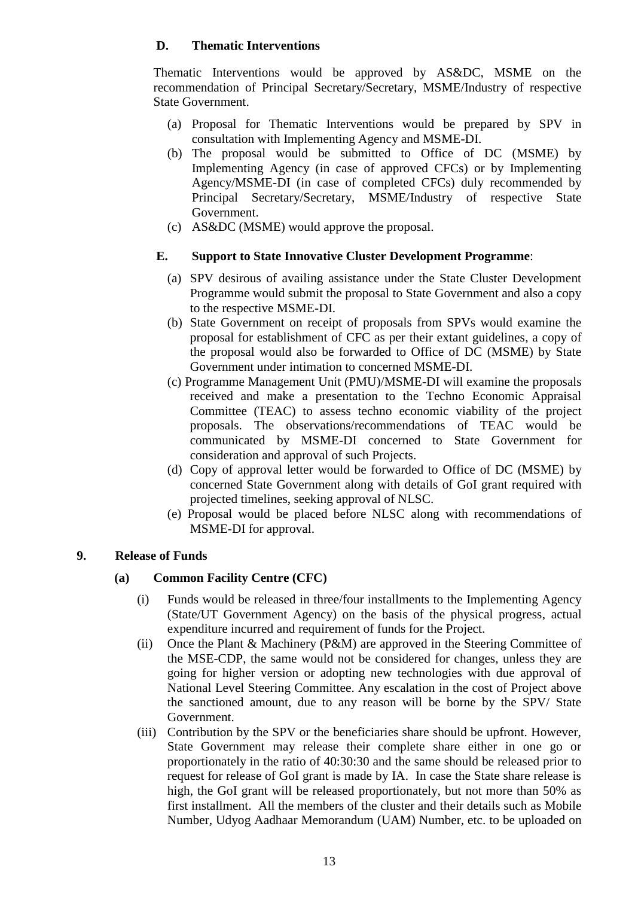**D. Thematic Interventions**

Thematic Interventions would be approved by AS&DC, MSME on the recommendation of Principal Secretary/Secretary, MSME/Industry of respective State Government.

(a) Proposal for Thematic Interventions would be prepared by SPV in consultation with Implementing Agency and MSME-DI.

(b) The proposal would be submitted to Office of DC (MSME) by Implementing Agency (in case of approved CFCs) or by Implementing Agency/MSME-DI (in case of completed CFCs) duly recommended by Principal Secretary/Secretary, MSME/Industry of respective State Government.

(c) AS&DC (MSME) would approve the proposal.

**E. Support to State Innovative Cluster Development Programme**:

(a) SPV desirous of availing assistance under the State Cluster Development Programme would submit the proposal to State Government and also a copy to the respective MSME-DI.

(b) State Government on receipt of proposals from SPVs would examine the proposal for establishment of CFC as per their extant guidelines, a copy of the proposal would also be forwarded to Office of DC (MSME) by State Government under intimation to concerned MSME-DI.

(c) Programme Management Unit (PMU)/MSME-DI will examine the proposals received and make a presentation to the Techno Economic Appraisal Committee (TEAC) to assess techno economic viability of the project proposals. The observations/recommendations of TEAC would be communicated by MSME-DI concerned to State Government for consideration and approval of such Projects.

(d) Copy of approval letter would be forwarded to Office of DC (MSME) by concerned State Government along with details of GoI grant required with projected timelines, seeking approval of NLSC.

(e) Proposal would be placed before NLSC along with recommendations of MSME-DI for approval.

## 9. Release of Funds

### (a) Common Facility Centre (CFC)

(i) Funds would be released in three/four installments to the Implementing Agency (State/UT Government Agency) on the basis of the physical progress, actual expenditure incurred and requirement of funds for the Project.

(ii) Once the Plant & Machinery (P&M) are approved in the Steering Committee of the MSE-CDP, the same would not be considered for changes, unless they are going for higher version or adopting new technologies with due approval of National Level Steering Committee. Any escalation in the cost of Project above the sanctioned amount, due to any reason will be borne by the SPV/ State Government.

(iii) Contribution by the SPV or the beneficiaries share should be upfront. However, State Government may release their complete share either in one go or proportionately in the ratio of 40:30:30 and the same should be released prior to request for release of GoI grant is made by IA. In case the State share release is high, the GoI grant will be released proportionately, but not more than 50% as first installment. All the members of the cluster and their details such as Mobile Number, Udyog Aadhaar Memorandum (UAM) Number, etc. to be uploaded on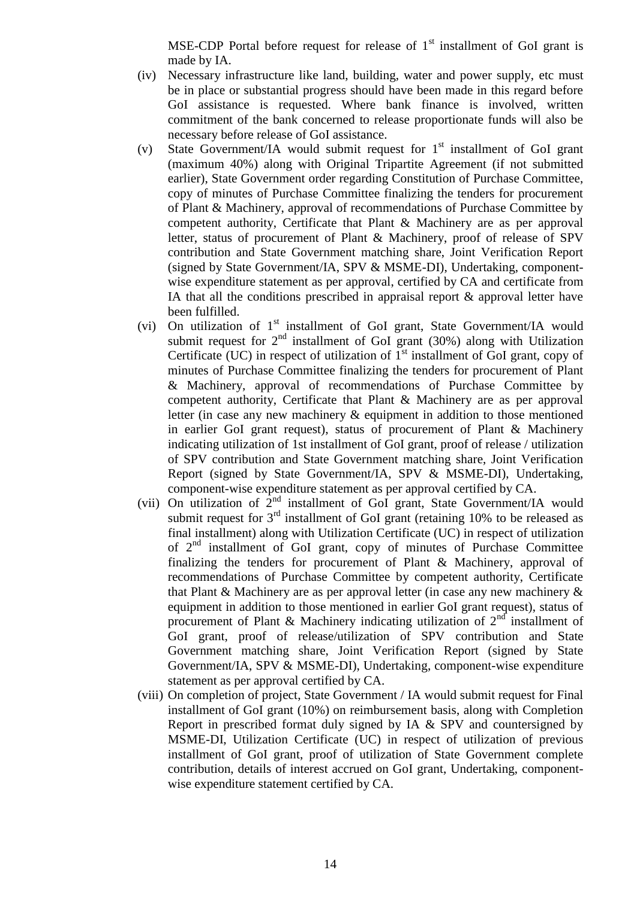MSE-CDP Portal before request for release of 1st installment of GoI grant is made by IA.

(iv) Necessary infrastructure like land, building, water and power supply, etc must be in place or substantial progress should have been made in this regard before GoI assistance is requested. Where bank finance is involved, written commitment of the bank concerned to release proportionate funds will also be necessary before release of GoI assistance.

(v) State Government/IA would submit request for 1st installment of GoI grant (maximum 40%) along with Original Tripartite Agreement (if not submitted earlier), State Government order regarding Constitution of Purchase Committee, copy of minutes of Purchase Committee finalizing the tenders for procurement of Plant & Machinery, approval of recommendations of Purchase Committee by competent authority, Certificate that Plant & Machinery are as per approval letter, status of procurement of Plant & Machinery, proof of release of SPV contribution and State Government matching share, Joint Verification Report (signed by State Government/IA, SPV & MSME-DI), Undertaking, component-wise expenditure statement as per approval, certified by CA and certificate from IA that all the conditions prescribed in appraisal report & approval letter have been fulfilled.

(vi) On utilization of 1st installment of GoI grant, State Government/IA would submit request for 2nd installment of GoI grant (30%) along with Utilization Certificate (UC) in respect of utilization of 1st installment of GoI grant, copy of minutes of Purchase Committee finalizing the tenders for procurement of Plant & Machinery, approval of recommendations of Purchase Committee by competent authority, Certificate that Plant & Machinery are as per approval letter (in case any new machinery & equipment in addition to those mentioned in earlier GoI grant request), status of procurement of Plant & Machinery indicating utilization of 1st installment of GoI grant, proof of release / utilization of SPV contribution and State Government matching share, Joint Verification Report (signed by State Government/IA, SPV & MSME-DI), Undertaking, component-wise expenditure statement as per approval certified by CA.

(vii) On utilization of 2nd installment of GoI grant, State Government/IA would submit request for 3rd installment of GoI grant (retaining 10% to be released as final installment) along with Utilization Certificate (UC) in respect of utilization of 2nd installment of GoI grant, copy of minutes of Purchase Committee finalizing the tenders for procurement of Plant & Machinery, approval of recommendations of Purchase Committee by competent authority, Certificate that Plant & Machinery are as per approval letter (in case any new machinery & equipment in addition to those mentioned in earlier GoI grant request), status of procurement of Plant & Machinery indicating utilization of 2nd installment of GoI grant, proof of release/utilization of SPV contribution and State Government matching share, Joint Verification Report (signed by State Government/IA, SPV & MSME-DI), Undertaking, component-wise expenditure statement as per approval certified by CA.

(viii) On completion of project, State Government / IA would submit request for Final installment of GoI grant (10%) on reimbursement basis, along with Completion Report in prescribed format duly signed by IA & SPV and countersigned by MSME-DI, Utilization Certificate (UC) in respect of utilization of previous installment of GoI grant, proof of utilization of State Government complete contribution, details of interest accrued on GoI grant, Undertaking, component-wise expenditure statement certified by CA.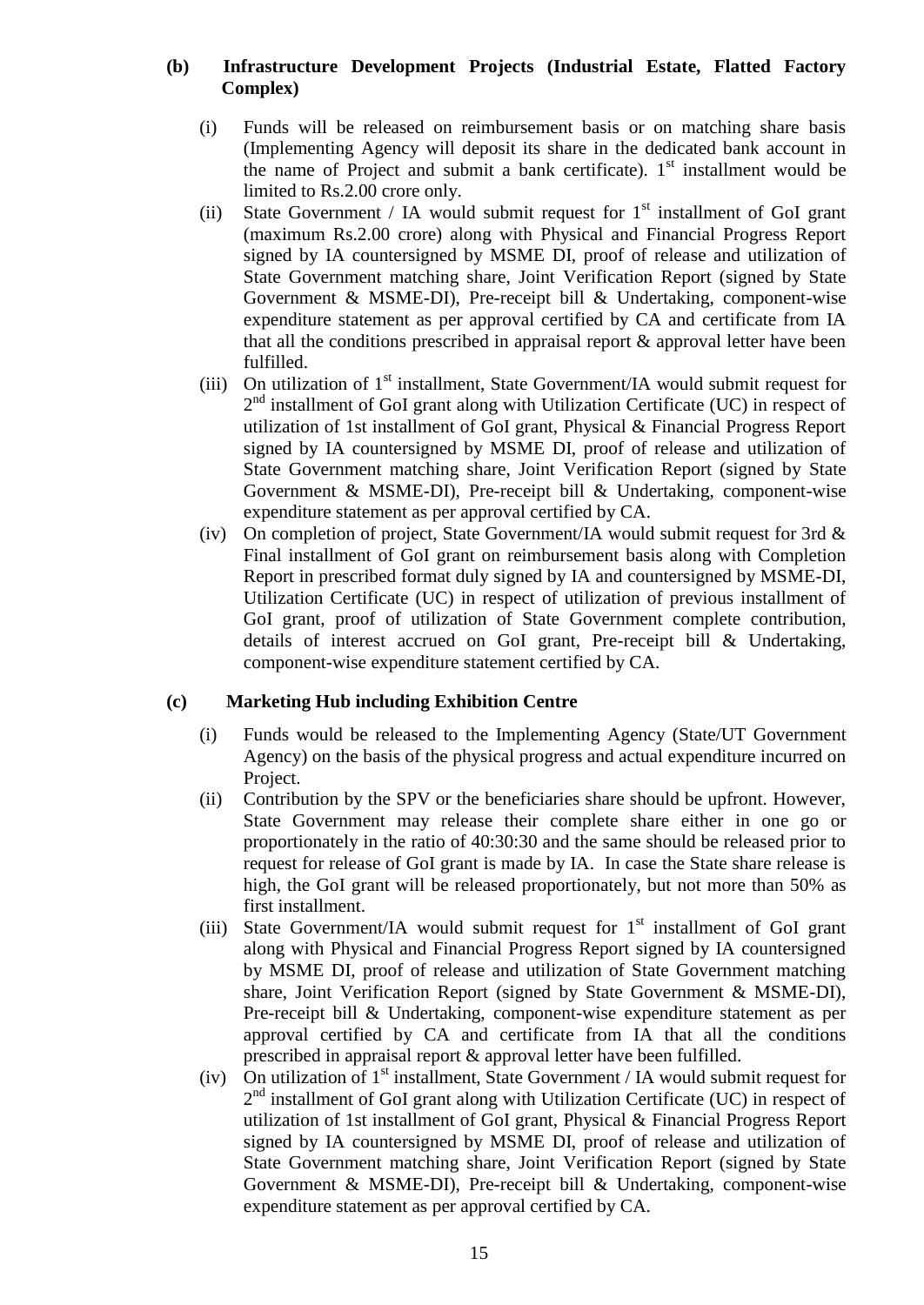**(b) Infrastructure Development Projects (Industrial Estate, Flatted Factory Complex)**

(i) Funds will be released on reimbursement basis or on matching share basis (Implementing Agency will deposit its share in the dedicated bank account in the name of Project and submit a bank certificate). 1st installment would be limited to Rs.2.00 crore only.

(ii) State Government / IA would submit request for 1st installment of GoI grant (maximum Rs.2.00 crore) along with Physical and Financial Progress Report signed by IA countersigned by MSME DI, proof of release and utilization of State Government matching share, Joint Verification Report (signed by State Government & MSME-DI), Pre-receipt bill & Undertaking, component-wise expenditure statement as per approval certified by CA and certificate from IA that all the conditions prescribed in appraisal report & approval letter have been fulfilled.

(iii) On utilization of 1st installment, State Government/IA would submit request for 2nd installment of GoI grant along with Utilization Certificate (UC) in respect of utilization of 1st installment of GoI grant, Physical & Financial Progress Report signed by IA countersigned by MSME DI, proof of release and utilization of State Government matching share, Joint Verification Report (signed by State Government & MSME-DI), Pre-receipt bill & Undertaking, component-wise expenditure statement as per approval certified by CA.

(iv) On completion of project, State Government/IA would submit request for 3rd & Final installment of GoI grant on reimbursement basis along with Completion Report in prescribed format duly signed by IA and countersigned by MSME-DI, Utilization Certificate (UC) in respect of utilization of previous installment of GoI grant, proof of utilization of State Government complete contribution, details of interest accrued on GoI grant, Pre-receipt bill & Undertaking, component-wise expenditure statement certified by CA.

**(c) Marketing Hub including Exhibition Centre**

(i) Funds would be released to the Implementing Agency (State/UT Government Agency) on the basis of the physical progress and actual expenditure incurred on Project.

(ii) Contribution by the SPV or the beneficiaries share should be upfront. However, State Government may release their complete share either in one go or proportionately in the ratio of 40:30:30 and the same should be released prior to request for release of GoI grant is made by IA. In case the State share release is high, the GoI grant will be released proportionately, but not more than 50% as first installment.

(iii) State Government/IA would submit request for 1st installment of GoI grant along with Physical and Financial Progress Report signed by IA countersigned by MSME DI, proof of release and utilization of State Government matching share, Joint Verification Report (signed by State Government & MSME-DI), Pre-receipt bill & Undertaking, component-wise expenditure statement as per approval certified by CA and certificate from IA that all the conditions prescribed in appraisal report & approval letter have been fulfilled.

(iv) On utilization of 1st installment, State Government / IA would submit request for 2nd installment of GoI grant along with Utilization Certificate (UC) in respect of utilization of 1st installment of GoI grant, Physical & Financial Progress Report signed by IA countersigned by MSME DI, proof of release and utilization of State Government matching share, Joint Verification Report (signed by State Government & MSME-DI), Pre-receipt bill & Undertaking, component-wise expenditure statement as per approval certified by CA.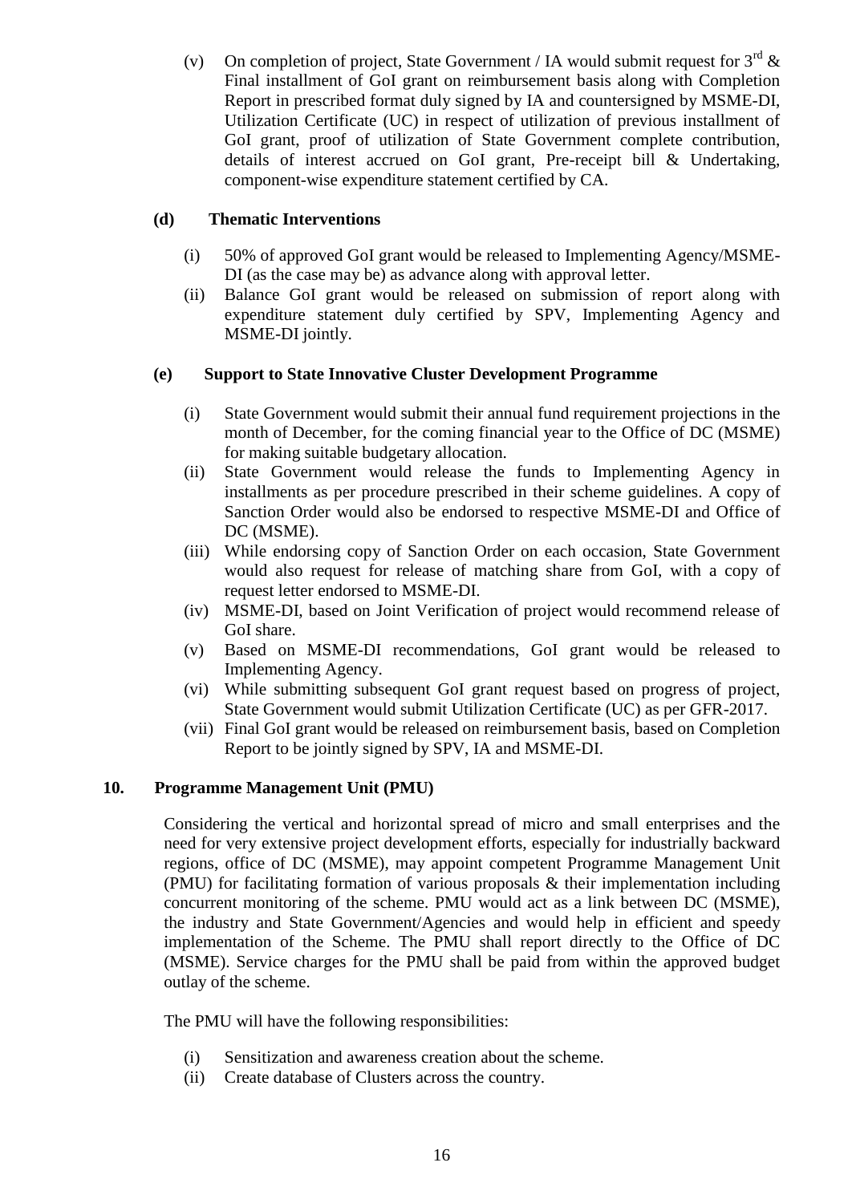(v) On completion of project, State Government / IA would submit request for 3rd & Final installment of GoI grant on reimbursement basis along with Completion Report in prescribed format duly signed by IA and countersigned by MSME-DI, Utilization Certificate (UC) in respect of utilization of previous installment of GoI grant, proof of utilization of State Government complete contribution, details of interest accrued on GoI grant, Pre-receipt bill & Undertaking, component-wise expenditure statement certified by CA.

**(d) Thematic Interventions**

(i) 50% of approved GoI grant would be released to Implementing Agency/MSME-DI (as the case may be) as advance along with approval letter.

(ii) Balance GoI grant would be released on submission of report along with expenditure statement duly certified by SPV, Implementing Agency and MSME-DI jointly.

**(e) Support to State Innovative Cluster Development Programme**

(i) State Government would submit their annual fund requirement projections in the month of December, for the coming financial year to the Office of DC (MSME) for making suitable budgetary allocation.

(ii) State Government would release the funds to Implementing Agency in installments as per procedure prescribed in their scheme guidelines. A copy of Sanction Order would also be endorsed to respective MSME-DI and Office of DC (MSME).

(iii) While endorsing copy of Sanction Order on each occasion, State Government would also request for release of matching share from GoI, with a copy of request letter endorsed to MSME-DI.

(iv) MSME-DI, based on Joint Verification of project would recommend release of GoI share.

(v) Based on MSME-DI recommendations, GoI grant would be released to Implementing Agency.

(vi) While submitting subsequent GoI grant request based on progress of project, State Government would submit Utilization Certificate (UC) as per GFR-2017.

(vii) Final GoI grant would be released on reimbursement basis, based on Completion Report to be jointly signed by SPV, IA and MSME-DI.

## 10. Programme Management Unit (PMU)

Considering the vertical and horizontal spread of micro and small enterprises and the need for very extensive project development efforts, especially for industrially backward regions, office of DC (MSME), may appoint competent Programme Management Unit (PMU) for facilitating formation of various proposals & their implementation including concurrent monitoring of the scheme. PMU would act as a link between DC (MSME), the industry and State Government/Agencies and would help in efficient and speedy implementation of the Scheme. The PMU shall report directly to the Office of DC (MSME). Service charges for the PMU shall be paid from within the approved budget outlay of the scheme.

The PMU will have the following responsibilities:

(i) Sensitization and awareness creation about the scheme.

(ii) Create database of Clusters across the country.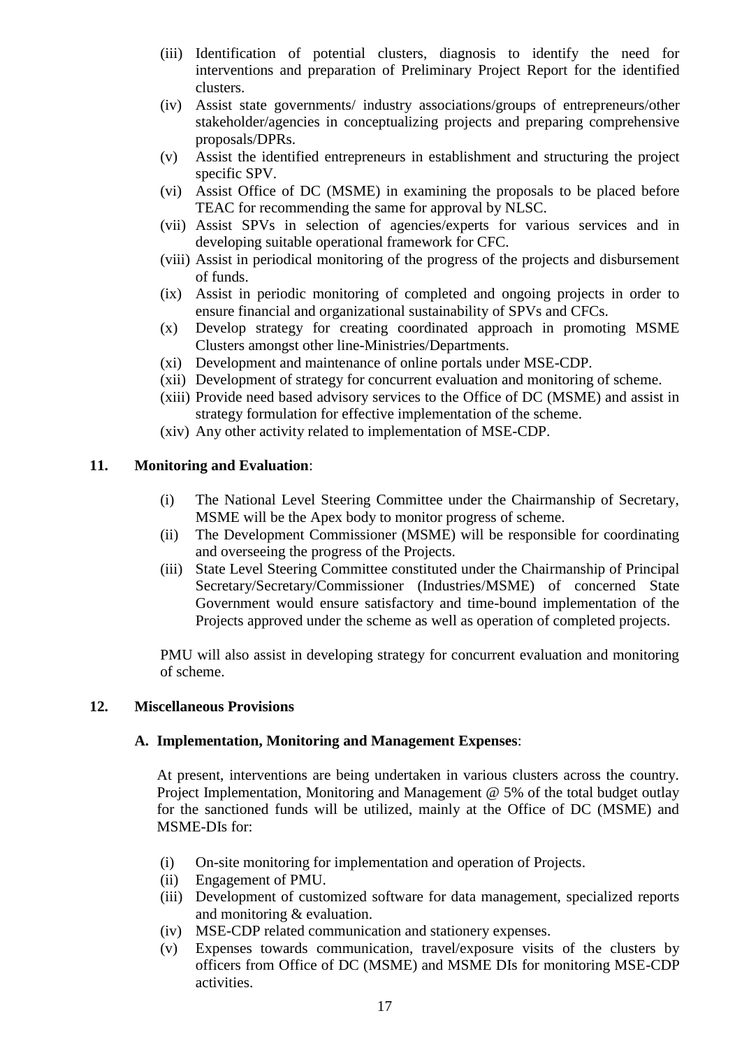(iii) Identification of potential clusters, diagnosis to identify the need for interventions and preparation of Preliminary Project Report for the identified clusters.

(iv) Assist state governments/ industry associations/groups of entrepreneurs/other stakeholder/agencies in conceptualizing projects and preparing comprehensive proposals/DPRs.

(v) Assist the identified entrepreneurs in establishment and structuring the project specific SPV.

(vi) Assist Office of DC (MSME) in examining the proposals to be placed before TEAC for recommending the same for approval by NLSC.

(vii) Assist SPVs in selection of agencies/experts for various services and in developing suitable operational framework for CFC.

(viii) Assist in periodical monitoring of the progress of the projects and disbursement of funds.

(ix) Assist in periodic monitoring of completed and ongoing projects in order to ensure financial and organizational sustainability of SPVs and CFCs.

(x) Develop strategy for creating coordinated approach in promoting MSME Clusters amongst other line-Ministries/Departments.

(xi) Development and maintenance of online portals under MSE-CDP.

(xii) Development of strategy for concurrent evaluation and monitoring of scheme.

(xiii) Provide need based advisory services to the Office of DC (MSME) and assist in strategy formulation for effective implementation of the scheme.

(xiv) Any other activity related to implementation of MSE-CDP.

## 11. Monitoring and Evaluation:

(i) The National Level Steering Committee under the Chairmanship of Secretary, MSME will be the Apex body to monitor progress of scheme.

(ii) The Development Commissioner (MSME) will be responsible for coordinating and overseeing the progress of the Projects.

(iii) State Level Steering Committee constituted under the Chairmanship of Principal Secretary/Secretary/Commissioner (Industries/MSME) of concerned State Government would ensure satisfactory and time-bound implementation of the Projects approved under the scheme as well as operation of completed projects.

PMU will also assist in developing strategy for concurrent evaluation and monitoring of scheme.

## 12. Miscellaneous Provisions

### A. Implementation, Monitoring and Management Expenses:

At present, interventions are being undertaken in various clusters across the country. Project Implementation, Monitoring and Management @ 5% of the total budget outlay for the sanctioned funds will be utilized, mainly at the Office of DC (MSME) and MSME-DIs for:

(i) On-site monitoring for implementation and operation of Projects.

(ii) Engagement of PMU.

(iii) Development of customized software for data management, specialized reports and monitoring & evaluation.

(iv) MSE-CDP related communication and stationery expenses.

(v) Expenses towards communication, travel/exposure visits of the clusters by officers from Office of DC (MSME) and MSME DIs for monitoring MSE-CDP activities.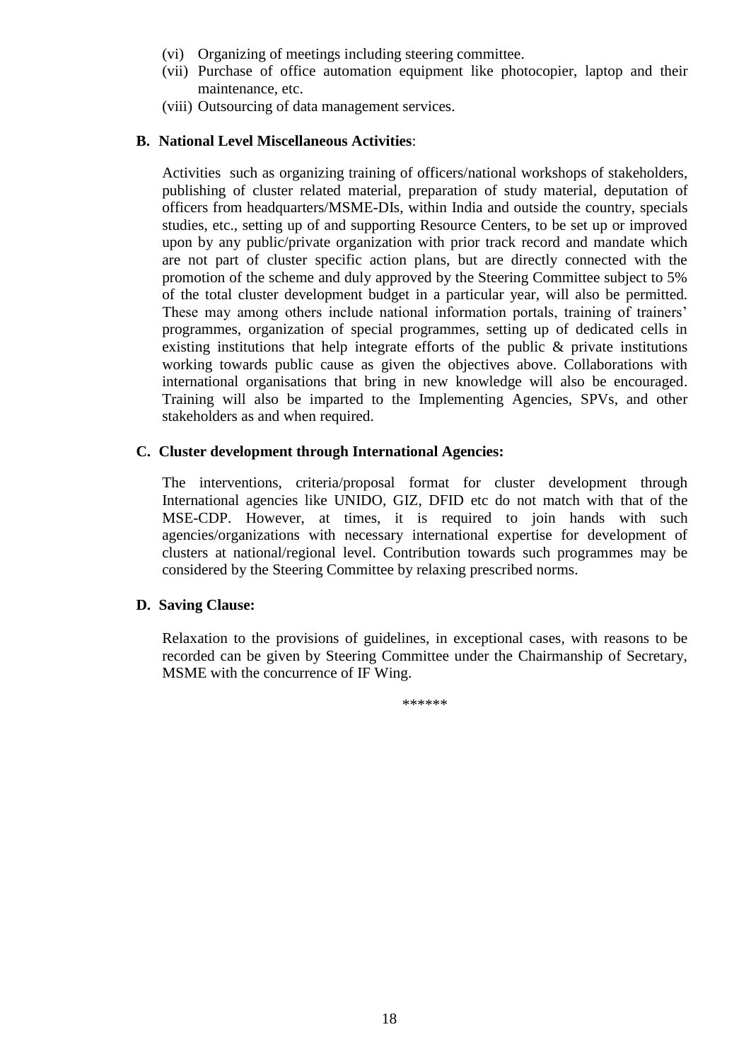(vi) Organizing of meetings including steering committee.

(vii) Purchase of office automation equipment like photocopier, laptop and their maintenance, etc.

(viii) Outsourcing of data management services.

**B. National Level Miscellaneous Activities**:

Activities such as organizing training of officers/national workshops of stakeholders, publishing of cluster related material, preparation of study material, deputation of officers from headquarters/MSME-DIs, within India and outside the country, specials studies, etc., setting up of and supporting Resource Centers, to be set up or improved upon by any public/private organization with prior track record and mandate which are not part of cluster specific action plans, but are directly connected with the promotion of the scheme and duly approved by the Steering Committee subject to 5% of the total cluster development budget in a particular year, will also be permitted. These may among others include national information portals, training of trainers' programmes, organization of special programmes, setting up of dedicated cells in existing institutions that help integrate efforts of the public & private institutions working towards public cause as given the objectives above. Collaborations with international organisations that bring in new knowledge will also be encouraged. Training will also be imparted to the Implementing Agencies, SPVs, and other stakeholders as and when required.

**C. Cluster development through International Agencies:**

The interventions, criteria/proposal format for cluster development through International agencies like UNIDO, GIZ, DFID etc do not match with that of the MSE-CDP. However, at times, it is required to join hands with such agencies/organizations with necessary international expertise for development of clusters at national/regional level. Contribution towards such programmes may be considered by the Steering Committee by relaxing prescribed norms.

**D. Saving Clause:**

Relaxation to the provisions of guidelines, in exceptional cases, with reasons to be recorded can be given by Steering Committee under the Chairmanship of Secretary, MSME with the concurrence of IF Wing.

******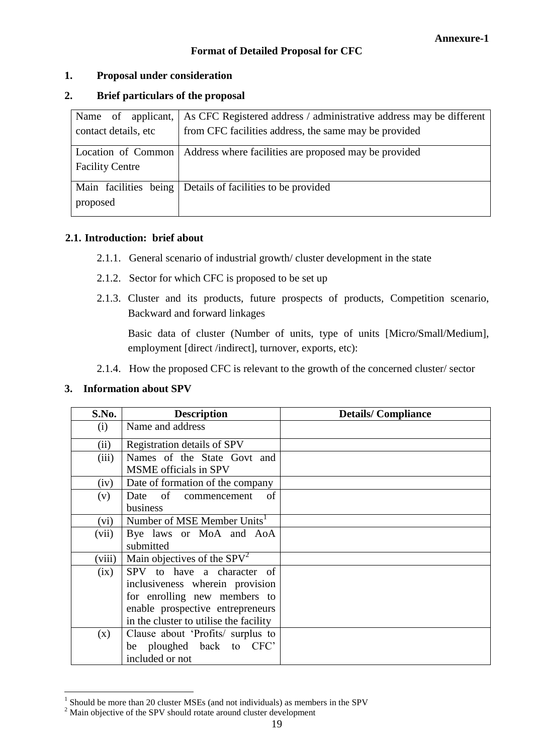**Annexure-1**

## Format of Detailed Proposal for CFC

### 1. Proposal under consideration

### 2. Brief particulars of the proposal

| | |
|---|---|
| Name of applicant, contact details, etc | As CFC Registered address / administrative address may be different from CFC facilities address, the same may be provided |
| Location of Common Facility Centre | Address where facilities are proposed may be provided |
| Main facilities being proposed | Details of facilities to be provided |

### 2.1. Introduction: brief about

2.1.1. General scenario of industrial growth/ cluster development in the state

2.1.2. Sector for which CFC is proposed to be set up

2.1.3. Cluster and its products, future prospects of products, Competition scenario, Backward and forward linkages

Basic data of cluster (Number of units, type of units [Micro/Small/Medium], employment [direct /indirect], turnover, exports, etc):

2.1.4. How the proposed CFC is relevant to the growth of the concerned cluster/ sector

### 3. Information about SPV

| S.No. | Description | Details/ Compliance |
|---|---|---|
| (i) | Name and address | |
| (ii) | Registration details of SPV | |
| (iii) | Names of the State Govt and MSME officials in SPV | |
| (iv) | Date of formation of the company | |
| (v) | Date of commencement of business | |
| (vi) | Number of MSE Member Units[1] | |
| (vii) | Bye laws or MoA and AoA submitted | |
| (viii) | Main objectives of the SPV[2] | |
| (ix) | SPV to have a character of inclusiveness wherein provision for enrolling new members to enable prospective entrepreneurs in the cluster to utilise the facility | |
| (x) | Clause about 'Profits/ surplus to be ploughed back to CFC' included or not | |

[1] Should be more than 20 cluster MSEs (and not individuals) as members in the SPV

[2] Main objective of the SPV should rotate around cluster development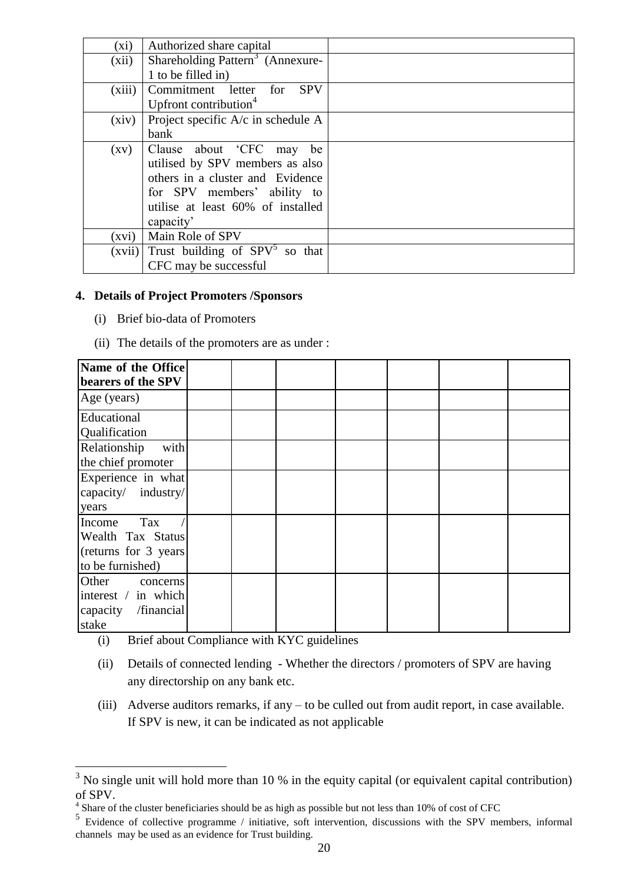| | | |
|---|---|---|
| (xi) | Authorized share capital | |
| (xii) | Shareholding Pattern[3] (Annexure-1 to be filled in) | |
| (xiii) | Commitment letter for SPV Upfront contribution[4] | |
| (xiv) | Project specific A/c in schedule A bank | |
| (xv) | Clause about 'CFC may be utilised by SPV members as also others in a cluster and Evidence for SPV members' ability to utilise at least 60% of installed capacity' | |
| (xvi) | Main Role of SPV | |
| (xvii) | Trust building of SPV[5] so that CFC may be successful | |

**4. Details of Project Promoters /Sponsors**

(i) Brief bio-data of Promoters

(ii) The details of the promoters are as under :

| **Name of the Office bearers of the SPV** | | | | | | | |
|---|---|---|---|---|---|---|---|
| Age (years) | | | | | | | |
| Educational Qualification | | | | | | | |
| Relationship with the chief promoter | | | | | | | |
| Experience in what capacity/ industry/ years | | | | | | | |
| Income Tax / Wealth Tax Status (returns for 3 years to be furnished) | | | | | | | |
| Other concerns interest / in which capacity /financial stake | | | | | | | |

(i) Brief about Compliance with KYC guidelines

(ii) Details of connected lending - Whether the directors / promoters of SPV are having any directorship on any bank etc.

(iii) Adverse auditors remarks, if any – to be culled out from audit report, in case available. If SPV is new, it can be indicated as not applicable

---

[3] No single unit will hold more than 10 % in the equity capital (or equivalent capital contribution) of SPV.

[4] Share of the cluster beneficiaries should be as high as possible but not less than 10% of cost of CFC

[5] Evidence of collective programme / initiative, soft intervention, discussions with the SPV members, informal channels may be used as an evidence for Trust building.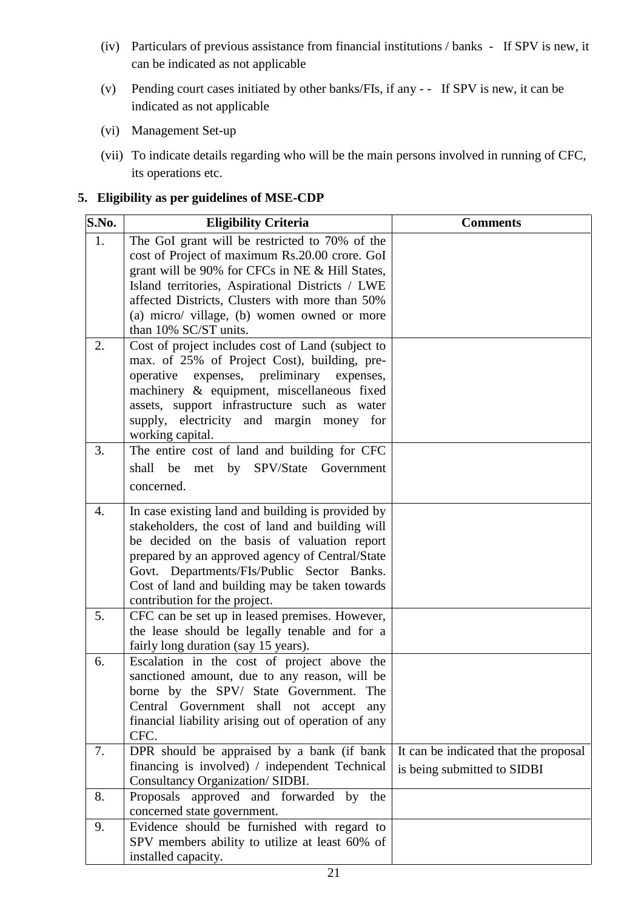(iv) Particulars of previous assistance from financial institutions / banks - If SPV is new, it can be indicated as not applicable

(v) Pending court cases initiated by other banks/FIs, if any - - If SPV is new, it can be indicated as not applicable

(vi) Management Set-up

(vii) To indicate details regarding who will be the main persons involved in running of CFC, its operations etc.

**5. Eligibility as per guidelines of MSE-CDP**

| S.No. | Eligibility Criteria | Comments |
|---|---|---|
| 1. | The GoI grant will be restricted to 70% of the cost of Project of maximum Rs.20.00 crore. GoI grant will be 90% for CFCs in NE & Hill States, Island territories, Aspirational Districts / LWE affected Districts, Clusters with more than 50% (a) micro/ village, (b) women owned or more than 10% SC/ST units. | |
| 2. | Cost of project includes cost of Land (subject to max. of 25% of Project Cost), building, pre-operative expenses, preliminary expenses, machinery & equipment, miscellaneous fixed assets, support infrastructure such as water supply, electricity and margin money for working capital. | |
| 3. | The entire cost of land and building for CFC shall be met by SPV/State Government concerned. | |
| 4. | In case existing land and building is provided by stakeholders, the cost of land and building will be decided on the basis of valuation report prepared by an approved agency of Central/State Govt. Departments/FIs/Public Sector Banks. Cost of land and building may be taken towards contribution for the project. | |
| 5. | CFC can be set up in leased premises. However, the lease should be legally tenable and for a fairly long duration (say 15 years). | |
| 6. | Escalation in the cost of project above the sanctioned amount, due to any reason, will be borne by the SPV/ State Government. The Central Government shall not accept any financial liability arising out of operation of any CFC. | |
| 7. | DPR should be appraised by a bank (if bank financing is involved) / independent Technical Consultancy Organization/ SIDBI. | It can be indicated that the proposal is being submitted to SIDBI |
| 8. | Proposals approved and forwarded by the concerned state government. | |
| 9. | Evidence should be furnished with regard to SPV members ability to utilize at least 60% of installed capacity. | |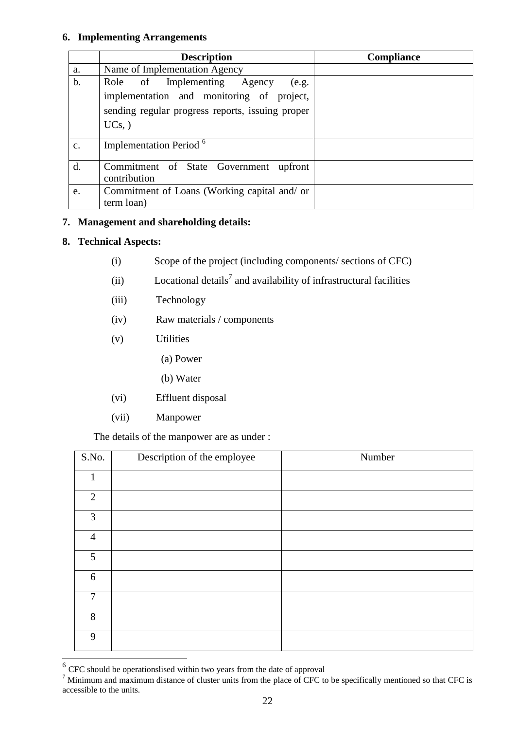## 6. Implementing Arrangements

| | Description | Compliance |
|---|---|---|
| a. | Name of Implementation Agency | |
| b. | Role of Implementing Agency (e.g. implementation and monitoring of project, sending regular progress reports, issuing proper UCs, ) | |
| c. | Implementation Period [6] | |
| d. | Commitment of State Government upfront contribution | |
| e. | Commitment of Loans (Working capital and/ or term loan) | |

## 7. Management and shareholding details:

## 8. Technical Aspects:

(i) Scope of the project (including components/ sections of CFC)

(ii) Locational details[7] and availability of infrastructural facilities

(iii) Technology

(iv) Raw materials / components

(v) Utilities

(a) Power

(b) Water

(vi) Effluent disposal

(vii) Manpower

The details of the manpower are as under :

| S.No. | Description of the employee | Number |
|---|---|---|
| 1 | | |
| 2 | | |
| 3 | | |
| 4 | | |
| 5 | | |
| 6 | | |
| 7 | | |
| 8 | | |
| 9 | | |

---

[6] CFC should be operationslised within two years from the date of approval

[7] Minimum and maximum distance of cluster units from the place of CFC to be specifically mentioned so that CFC is accessible to the units.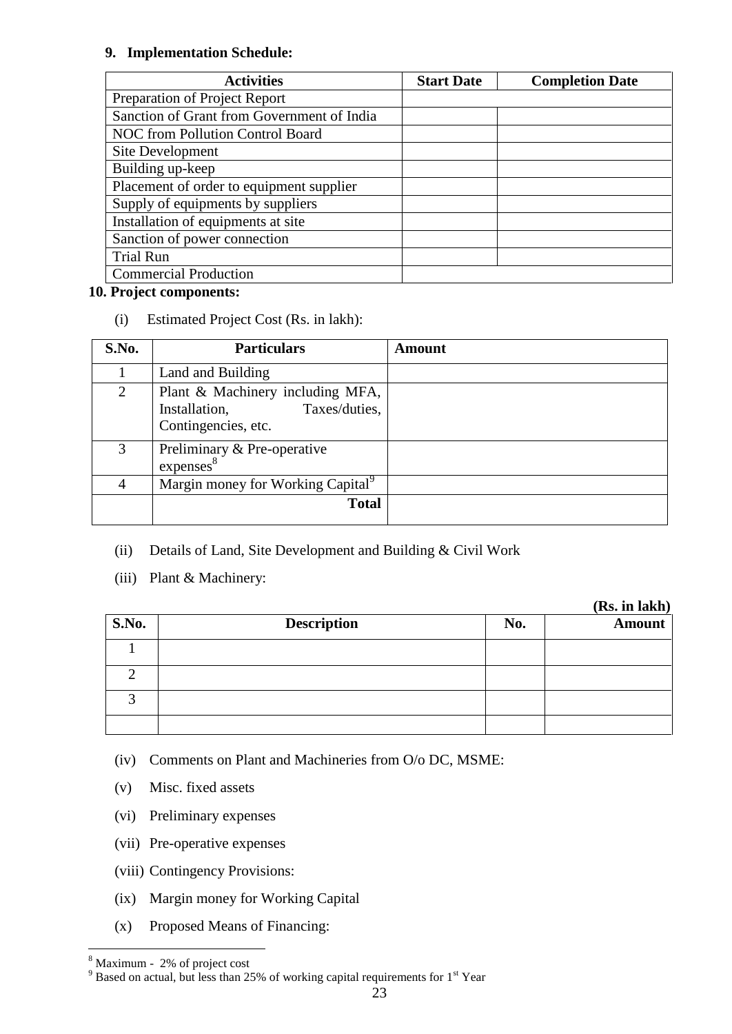**9. Implementation Schedule:**

| Activities | Start Date | Completion Date |
|---|---|---|
| Preparation of Project Report | | |
| Sanction of Grant from Government of India | | |
| NOC from Pollution Control Board | | |
| Site Development | | |
| Building up-keep | | |
| Placement of order to equipment supplier | | |
| Supply of equipments by suppliers | | |
| Installation of equipments at site | | |
| Sanction of power connection | | |
| Trial Run | | |
| Commercial Production | | |

**10. Project components:**

(i) Estimated Project Cost (Rs. in lakh):

| S.No. | Particulars | Amount |
|---|---|---|
| 1 | Land and Building | |
| 2 | Plant & Machinery including MFA, Installation, Taxes/duties, Contingencies, etc. | |
| 3 | Preliminary & Pre-operative expenses[8] | |
| 4 | Margin money for Working Capital[9] | |
| | **Total** | |

(ii) Details of Land, Site Development and Building & Civil Work

(iii) Plant & Machinery:

**(Rs. in lakh)**

| S.No. | Description | No. | Amount |
|---|---|---|---|
| 1 | | | |
| 2 | | | |
| 3 | | | |
| | | | |

(iv) Comments on Plant and Machineries from O/o DC, MSME:

(v) Misc. fixed assets

(vi) Preliminary expenses

(vii) Pre-operative expenses

(viii) Contingency Provisions:

(ix) Margin money for Working Capital

(x) Proposed Means of Financing:

---

[8] Maximum - 2% of project cost

[9] Based on actual, but less than 25% of working capital requirements for 1st Year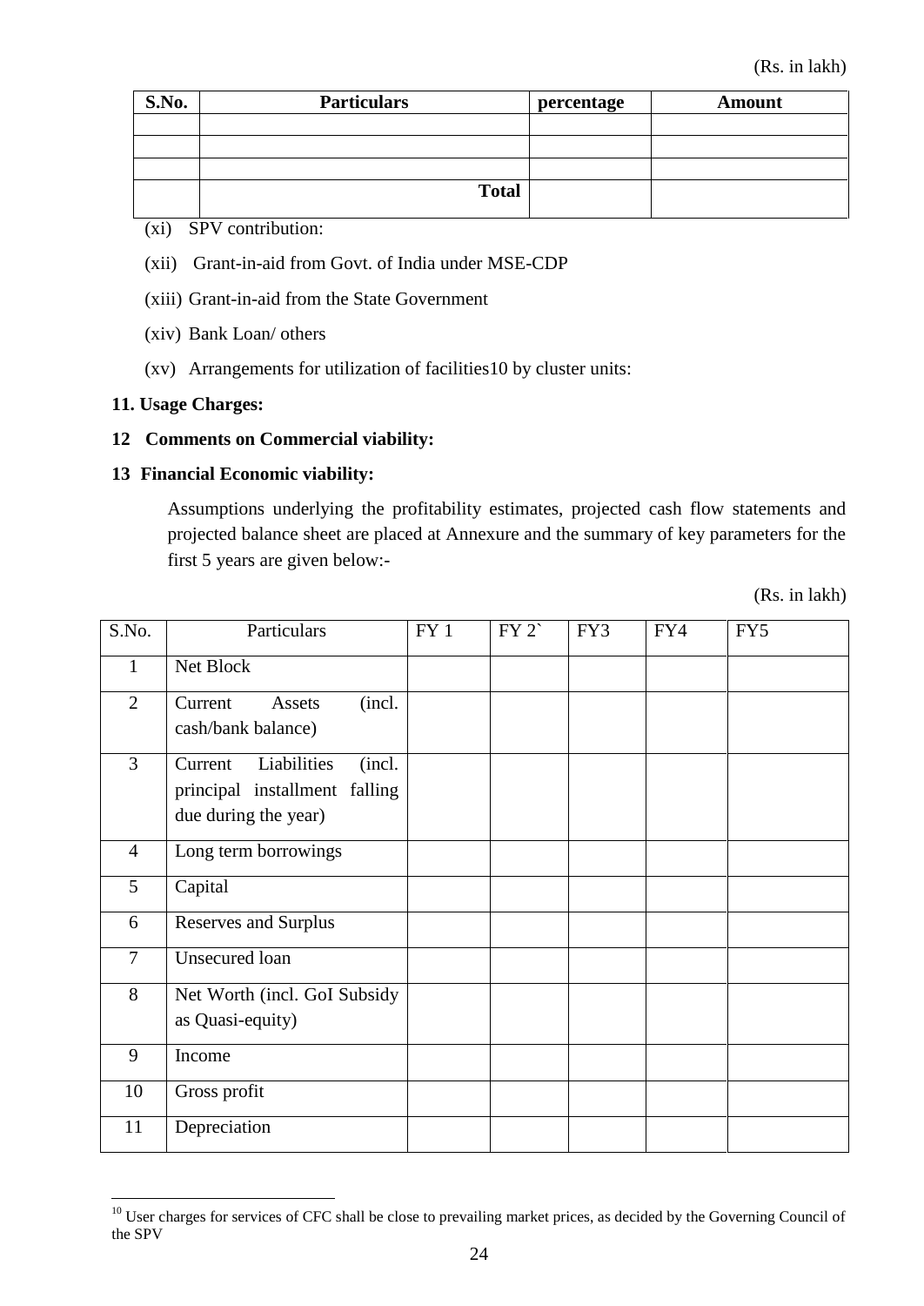(Rs. in lakh)

| S.No. | Particulars | percentage | Amount |
|---|---|---|---|
| | | | |
| | | | |
| | | | |
| | **Total** | | |

(xi) SPV contribution:

(xii) Grant-in-aid from Govt. of India under MSE-CDP

(xiii) Grant-in-aid from the State Government

(xiv) Bank Loan/ others

(xv) Arrangements for utilization of facilities[10] by cluster units:

**11. Usage Charges:**

**12 Comments on Commercial viability:**

**13 Financial Economic viability:**

Assumptions underlying the profitability estimates, projected cash flow statements and projected balance sheet are placed at Annexure and the summary of key parameters for the first 5 years are given below:-

(Rs. in lakh)

| S.No. | Particulars | FY 1 | FY 2` | FY3 | FY4 | FY5 |
|---|---|---|---|---|---|---|
| 1 | Net Block | | | | | |
| 2 | Current Assets (incl. cash/bank balance) | | | | | |
| 3 | Current Liabilities (incl. principal installment falling due during the year) | | | | | |
| 4 | Long term borrowings | | | | | |
| 5 | Capital | | | | | |
| 6 | Reserves and Surplus | | | | | |
| 7 | Unsecured loan | | | | | |
| 8 | Net Worth (incl. GoI Subsidy as Quasi-equity) | | | | | |
| 9 | Income | | | | | |
| 10 | Gross profit | | | | | |
| 11 | Depreciation | | | | | |

[10] User charges for services of CFC shall be close to prevailing market prices, as decided by the Governing Council of the SPV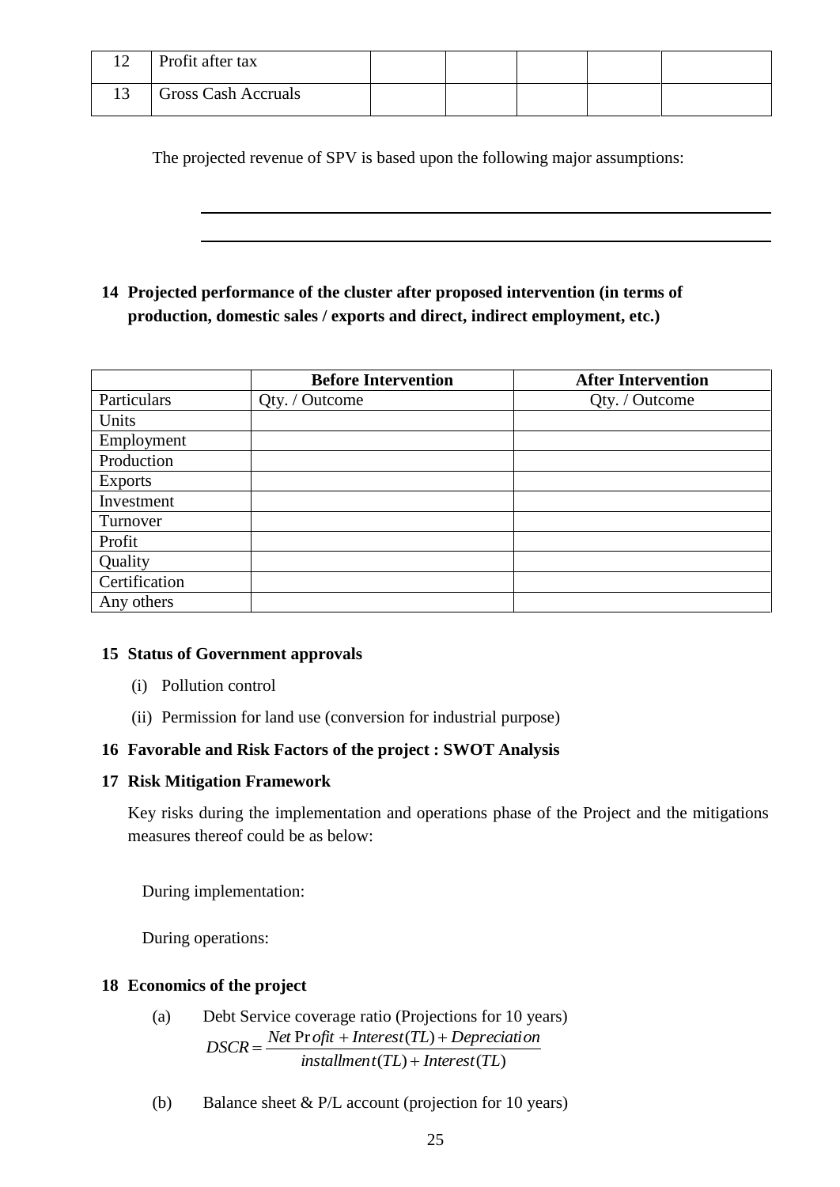| 12 | Profit after tax | | | | | |
|---|---|---|---|---|---|---|
| 13 | Gross Cash Accruals | | | | | |

The projected revenue of SPV is based upon the following major assumptions:

______________________________________________________________

______________________________________________________________

**14 Projected performance of the cluster after proposed intervention (in terms of production, domestic sales / exports and direct, indirect employment, etc.)**

| | **Before Intervention** | **After Intervention** |
|---|---|---|
| Particulars | Qty. / Outcome | Qty. / Outcome |
| Units | | |
| Employment | | |
| Production | | |
| Exports | | |
| Investment | | |
| Turnover | | |
| Profit | | |
| Quality | | |
| Certification | | |
| Any others | | |

**15 Status of Government approvals**

(i) Pollution control

(ii) Permission for land use (conversion for industrial purpose)

**16 Favorable and Risk Factors of the project : SWOT Analysis**

**17 Risk Mitigation Framework**

Key risks during the implementation and operations phase of the Project and the mitigations measures thereof could be as below:

During implementation:

During operations:

**18 Economics of the project**

(a) Debt Service coverage ratio (Projections for 10 years)

$$DSCR = \frac{Net\ Profit + Interest(TL) + Depreciation}{installment(TL) + Interest(TL)}$$

(b) Balance sheet & P/L account (projection for 10 years)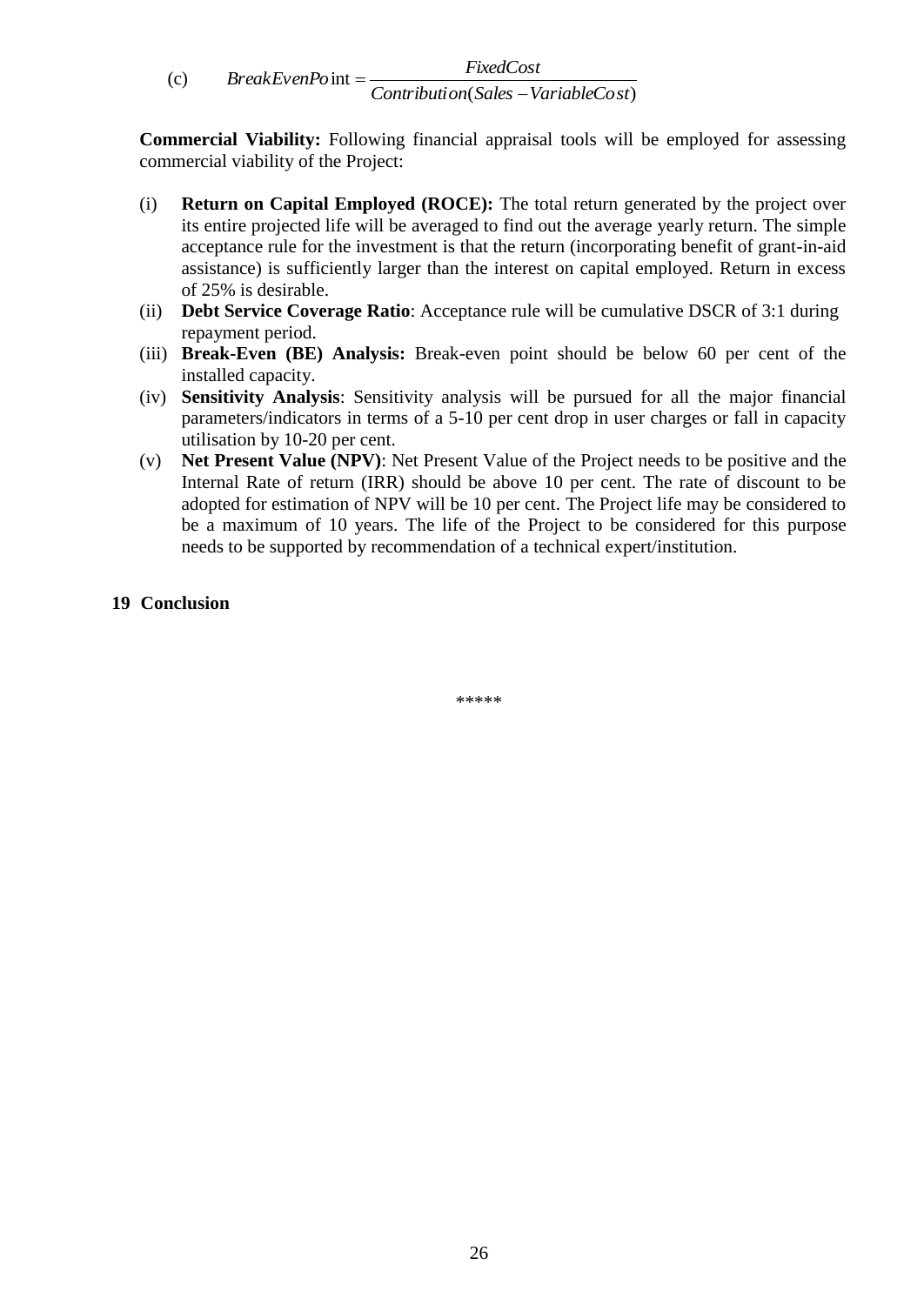(c) $$BreakEvenPoint = \frac{FixedCost}{Contribution(Sales - VariableCost)}$$

**Commercial Viability:** Following financial appraisal tools will be employed for assessing commercial viability of the Project:

(i) **Return on Capital Employed (ROCE):** The total return generated by the project over its entire projected life will be averaged to find out the average yearly return. The simple acceptance rule for the investment is that the return (incorporating benefit of grant-in-aid assistance) is sufficiently larger than the interest on capital employed. Return in excess of 25% is desirable.

(ii) **Debt Service Coverage Ratio**: Acceptance rule will be cumulative DSCR of 3:1 during repayment period.

(iii) **Break-Even (BE) Analysis:** Break-even point should be below 60 per cent of the installed capacity.

(iv) **Sensitivity Analysis**: Sensitivity analysis will be pursued for all the major financial parameters/indicators in terms of a 5-10 per cent drop in user charges or fall in capacity utilisation by 10-20 per cent.

(v) **Net Present Value (NPV)**: Net Present Value of the Project needs to be positive and the Internal Rate of return (IRR) should be above 10 per cent. The rate of discount to be adopted for estimation of NPV will be 10 per cent. The Project life may be considered to be a maximum of 10 years. The life of the Project to be considered for this purpose needs to be supported by recommendation of a technical expert/institution.

## 19 Conclusion

*****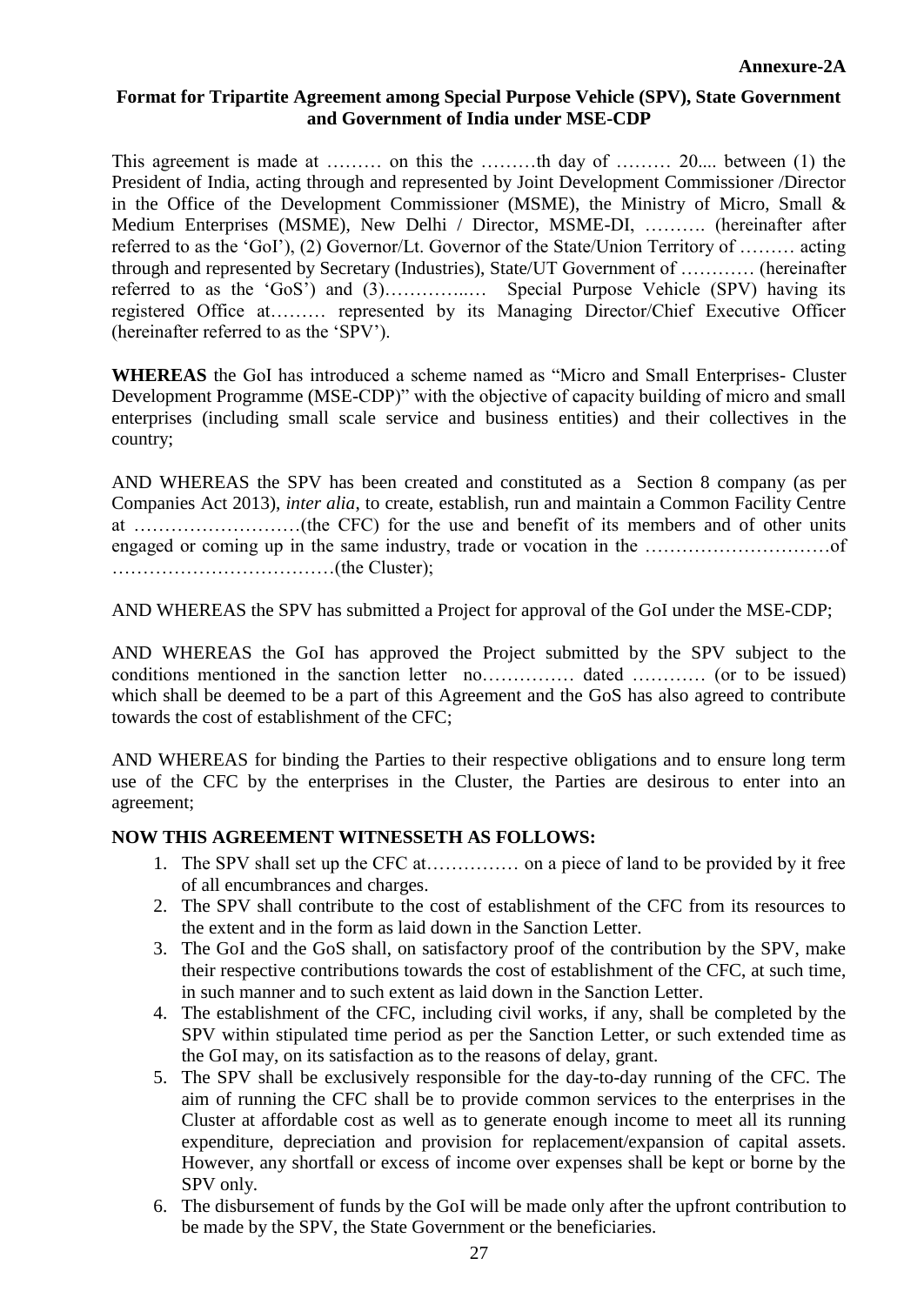**Annexure-2A**

**Format for Tripartite Agreement among Special Purpose Vehicle (SPV), State Government and Government of India under MSE-CDP**

This agreement is made at ……… on this the ………th day of ……… 20.... between (1) the President of India, acting through and represented by Joint Development Commissioner /Director in the Office of the Development Commissioner (MSME), the Ministry of Micro, Small & Medium Enterprises (MSME), New Delhi / Director, MSME-DI, ………. (hereinafter after referred to as the 'GoI'), (2) Governor/Lt. Governor of the State/Union Territory of ……… acting through and represented by Secretary (Industries), State/UT Government of ………… (hereinafter referred to as the 'GoS') and (3)…………..… Special Purpose Vehicle (SPV) having its registered Office at……… represented by its Managing Director/Chief Executive Officer (hereinafter referred to as the 'SPV').

**WHEREAS** the GoI has introduced a scheme named as "Micro and Small Enterprises- Cluster Development Programme (MSE-CDP)" with the objective of capacity building of micro and small enterprises (including small scale service and business entities) and their collectives in the country;

AND WHEREAS the SPV has been created and constituted as a Section 8 company (as per Companies Act 2013), *inter alia*, to create, establish, run and maintain a Common Facility Centre at ………………………(the CFC) for the use and benefit of its members and of other units engaged or coming up in the same industry, trade or vocation in the …………………………of ………………………………(the Cluster);

AND WHEREAS the SPV has submitted a Project for approval of the GoI under the MSE-CDP;

AND WHEREAS the GoI has approved the Project submitted by the SPV subject to the conditions mentioned in the sanction letter no…………… dated ………… (or to be issued) which shall be deemed to be a part of this Agreement and the GoS has also agreed to contribute towards the cost of establishment of the CFC;

AND WHEREAS for binding the Parties to their respective obligations and to ensure long term use of the CFC by the enterprises in the Cluster, the Parties are desirous to enter into an agreement;

**NOW THIS AGREEMENT WITNESSETH AS FOLLOWS:**

1. The SPV shall set up the CFC at…………… on a piece of land to be provided by it free of all encumbrances and charges.
2. The SPV shall contribute to the cost of establishment of the CFC from its resources to the extent and in the form as laid down in the Sanction Letter.
3. The GoI and the GoS shall, on satisfactory proof of the contribution by the SPV, make their respective contributions towards the cost of establishment of the CFC, at such time, in such manner and to such extent as laid down in the Sanction Letter.
4. The establishment of the CFC, including civil works, if any, shall be completed by the SPV within stipulated time period as per the Sanction Letter, or such extended time as the GoI may, on its satisfaction as to the reasons of delay, grant.
5. The SPV shall be exclusively responsible for the day-to-day running of the CFC. The aim of running the CFC shall be to provide common services to the enterprises in the Cluster at affordable cost as well as to generate enough income to meet all its running expenditure, depreciation and provision for replacement/expansion of capital assets. However, any shortfall or excess of income over expenses shall be kept or borne by the SPV only.
6. The disbursement of funds by the GoI will be made only after the upfront contribution to be made by the SPV, the State Government or the beneficiaries.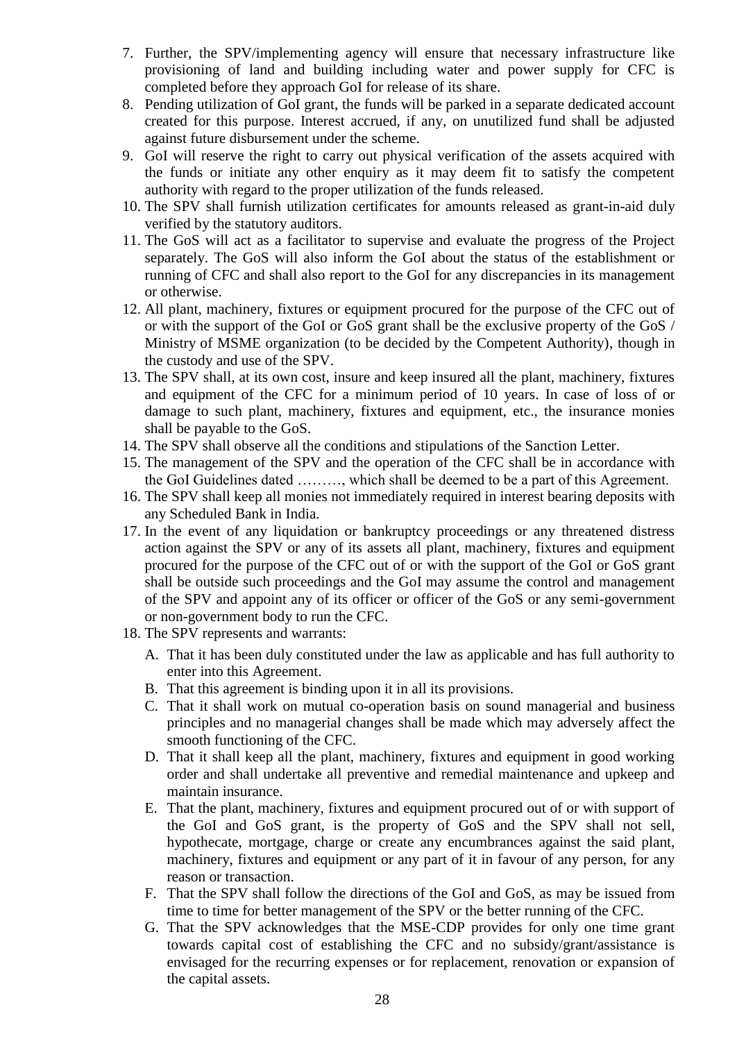7. Further, the SPV/implementing agency will ensure that necessary infrastructure like provisioning of land and building including water and power supply for CFC is completed before they approach GoI for release of its share.
8. Pending utilization of GoI grant, the funds will be parked in a separate dedicated account created for this purpose. Interest accrued, if any, on unutilized fund shall be adjusted against future disbursement under the scheme.
9. GoI will reserve the right to carry out physical verification of the assets acquired with the funds or initiate any other enquiry as it may deem fit to satisfy the competent authority with regard to the proper utilization of the funds released.
10. The SPV shall furnish utilization certificates for amounts released as grant-in-aid duly verified by the statutory auditors.
11. The GoS will act as a facilitator to supervise and evaluate the progress of the Project separately. The GoS will also inform the GoI about the status of the establishment or running of CFC and shall also report to the GoI for any discrepancies in its management or otherwise.
12. All plant, machinery, fixtures or equipment procured for the purpose of the CFC out of or with the support of the GoI or GoS grant shall be the exclusive property of the GoS / Ministry of MSME organization (to be decided by the Competent Authority), though in the custody and use of the SPV.
13. The SPV shall, at its own cost, insure and keep insured all the plant, machinery, fixtures and equipment of the CFC for a minimum period of 10 years. In case of loss of or damage to such plant, machinery, fixtures and equipment, etc., the insurance monies shall be payable to the GoS.
14. The SPV shall observe all the conditions and stipulations of the Sanction Letter.
15. The management of the SPV and the operation of the CFC shall be in accordance with the GoI Guidelines dated ………, which shall be deemed to be a part of this Agreement.
16. The SPV shall keep all monies not immediately required in interest bearing deposits with any Scheduled Bank in India.
17. In the event of any liquidation or bankruptcy proceedings or any threatened distress action against the SPV or any of its assets all plant, machinery, fixtures and equipment procured for the purpose of the CFC out of or with the support of the GoI or GoS grant shall be outside such proceedings and the GoI may assume the control and management of the SPV and appoint any of its officer or officer of the GoS or any semi-government or non-government body to run the CFC.
18. The SPV represents and warrants:
    A. That it has been duly constituted under the law as applicable and has full authority to enter into this Agreement.
    B. That this agreement is binding upon it in all its provisions.
    C. That it shall work on mutual co-operation basis on sound managerial and business principles and no managerial changes shall be made which may adversely affect the smooth functioning of the CFC.
    D. That it shall keep all the plant, machinery, fixtures and equipment in good working order and shall undertake all preventive and remedial maintenance and upkeep and maintain insurance.
    E. That the plant, machinery, fixtures and equipment procured out of or with support of the GoI and GoS grant, is the property of GoS and the SPV shall not sell, hypothecate, mortgage, charge or create any encumbrances against the said plant, machinery, fixtures and equipment or any part of it in favour of any person, for any reason or transaction.
    F. That the SPV shall follow the directions of the GoI and GoS, as may be issued from time to time for better management of the SPV or the better running of the CFC.
    G. That the SPV acknowledges that the MSE-CDP provides for only one time grant towards capital cost of establishing the CFC and no subsidy/grant/assistance is envisaged for the recurring expenses or for replacement, renovation or expansion of the capital assets.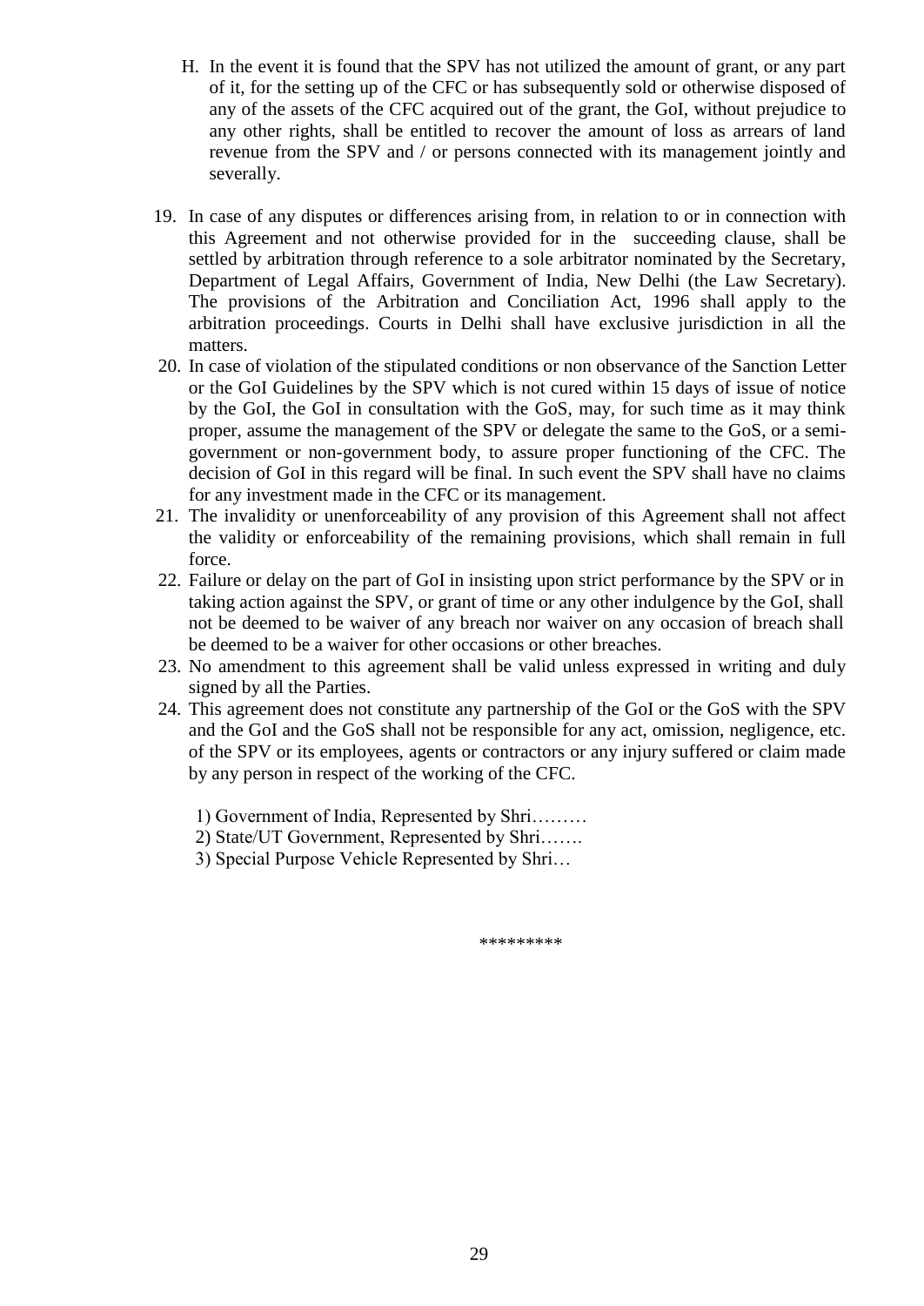H. In the event it is found that the SPV has not utilized the amount of grant, or any part of it, for the setting up of the CFC or has subsequently sold or otherwise disposed of any of the assets of the CFC acquired out of the grant, the GoI, without prejudice to any other rights, shall be entitled to recover the amount of loss as arrears of land revenue from the SPV and / or persons connected with its management jointly and severally.

19. In case of any disputes or differences arising from, in relation to or in connection with this Agreement and not otherwise provided for in the succeeding clause, shall be settled by arbitration through reference to a sole arbitrator nominated by the Secretary, Department of Legal Affairs, Government of India, New Delhi (the Law Secretary). The provisions of the Arbitration and Conciliation Act, 1996 shall apply to the arbitration proceedings. Courts in Delhi shall have exclusive jurisdiction in all the matters.
20. In case of violation of the stipulated conditions or non observance of the Sanction Letter or the GoI Guidelines by the SPV which is not cured within 15 days of issue of notice by the GoI, the GoI in consultation with the GoS, may, for such time as it may think proper, assume the management of the SPV or delegate the same to the GoS, or a semi-government or non-government body, to assure proper functioning of the CFC. The decision of GoI in this regard will be final. In such event the SPV shall have no claims for any investment made in the CFC or its management.
21. The invalidity or unenforceability of any provision of this Agreement shall not affect the validity or enforceability of the remaining provisions, which shall remain in full force.
22. Failure or delay on the part of GoI in insisting upon strict performance by the SPV or in taking action against the SPV, or grant of time or any other indulgence by the GoI, shall not be deemed to be waiver of any breach nor waiver on any occasion of breach shall be deemed to be a waiver for other occasions or other breaches.
23. No amendment to this agreement shall be valid unless expressed in writing and duly signed by all the Parties.
24. This agreement does not constitute any partnership of the GoI or the GoS with the SPV and the GoI and the GoS shall not be responsible for any act, omission, negligence, etc. of the SPV or its employees, agents or contractors or any injury suffered or claim made by any person in respect of the working of the CFC.

1) Government of India, Represented by Shri………
2) State/UT Government, Represented by Shri…….
3) Special Purpose Vehicle Represented by Shri…

*********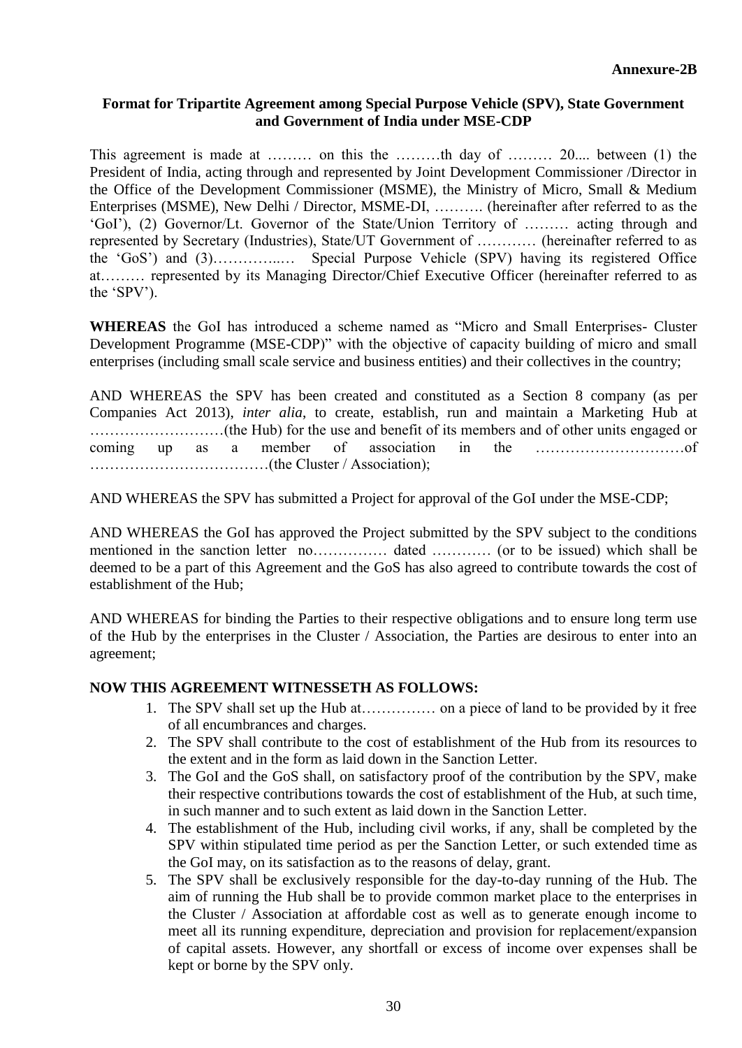**Annexure-2B**

**Format for Tripartite Agreement among Special Purpose Vehicle (SPV), State Government and Government of India under MSE-CDP**

This agreement is made at ……… on this the ………th day of ……… 20.... between (1) the President of India, acting through and represented by Joint Development Commissioner /Director in the Office of the Development Commissioner (MSME), the Ministry of Micro, Small & Medium Enterprises (MSME), New Delhi / Director, MSME-DI, ………. (hereinafter after referred to as the 'GoI'), (2) Governor/Lt. Governor of the State/Union Territory of ……… acting through and represented by Secretary (Industries), State/UT Government of ………… (hereinafter referred to as the 'GoS') and (3)…………..… Special Purpose Vehicle (SPV) having its registered Office at……… represented by its Managing Director/Chief Executive Officer (hereinafter referred to as the 'SPV').

**WHEREAS** the GoI has introduced a scheme named as "Micro and Small Enterprises- Cluster Development Programme (MSE-CDP)" with the objective of capacity building of micro and small enterprises (including small scale service and business entities) and their collectives in the country;

AND WHEREAS the SPV has been created and constituted as a Section 8 company (as per Companies Act 2013), *inter alia*, to create, establish, run and maintain a Marketing Hub at ………………………(the Hub) for the use and benefit of its members and of other units engaged or coming up as a member of association in the …………………………of ………………………………(the Cluster / Association);

AND WHEREAS the SPV has submitted a Project for approval of the GoI under the MSE-CDP;

AND WHEREAS the GoI has approved the Project submitted by the SPV subject to the conditions mentioned in the sanction letter no…………… dated ………… (or to be issued) which shall be deemed to be a part of this Agreement and the GoS has also agreed to contribute towards the cost of establishment of the Hub;

AND WHEREAS for binding the Parties to their respective obligations and to ensure long term use of the Hub by the enterprises in the Cluster / Association, the Parties are desirous to enter into an agreement;

**NOW THIS AGREEMENT WITNESSETH AS FOLLOWS:**

1. The SPV shall set up the Hub at…………… on a piece of land to be provided by it free of all encumbrances and charges.
2. The SPV shall contribute to the cost of establishment of the Hub from its resources to the extent and in the form as laid down in the Sanction Letter.
3. The GoI and the GoS shall, on satisfactory proof of the contribution by the SPV, make their respective contributions towards the cost of establishment of the Hub, at such time, in such manner and to such extent as laid down in the Sanction Letter.
4. The establishment of the Hub, including civil works, if any, shall be completed by the SPV within stipulated time period as per the Sanction Letter, or such extended time as the GoI may, on its satisfaction as to the reasons of delay, grant.
5. The SPV shall be exclusively responsible for the day-to-day running of the Hub. The aim of running the Hub shall be to provide common market place to the enterprises in the Cluster / Association at affordable cost as well as to generate enough income to meet all its running expenditure, depreciation and provision for replacement/expansion of capital assets. However, any shortfall or excess of income over expenses shall be kept or borne by the SPV only.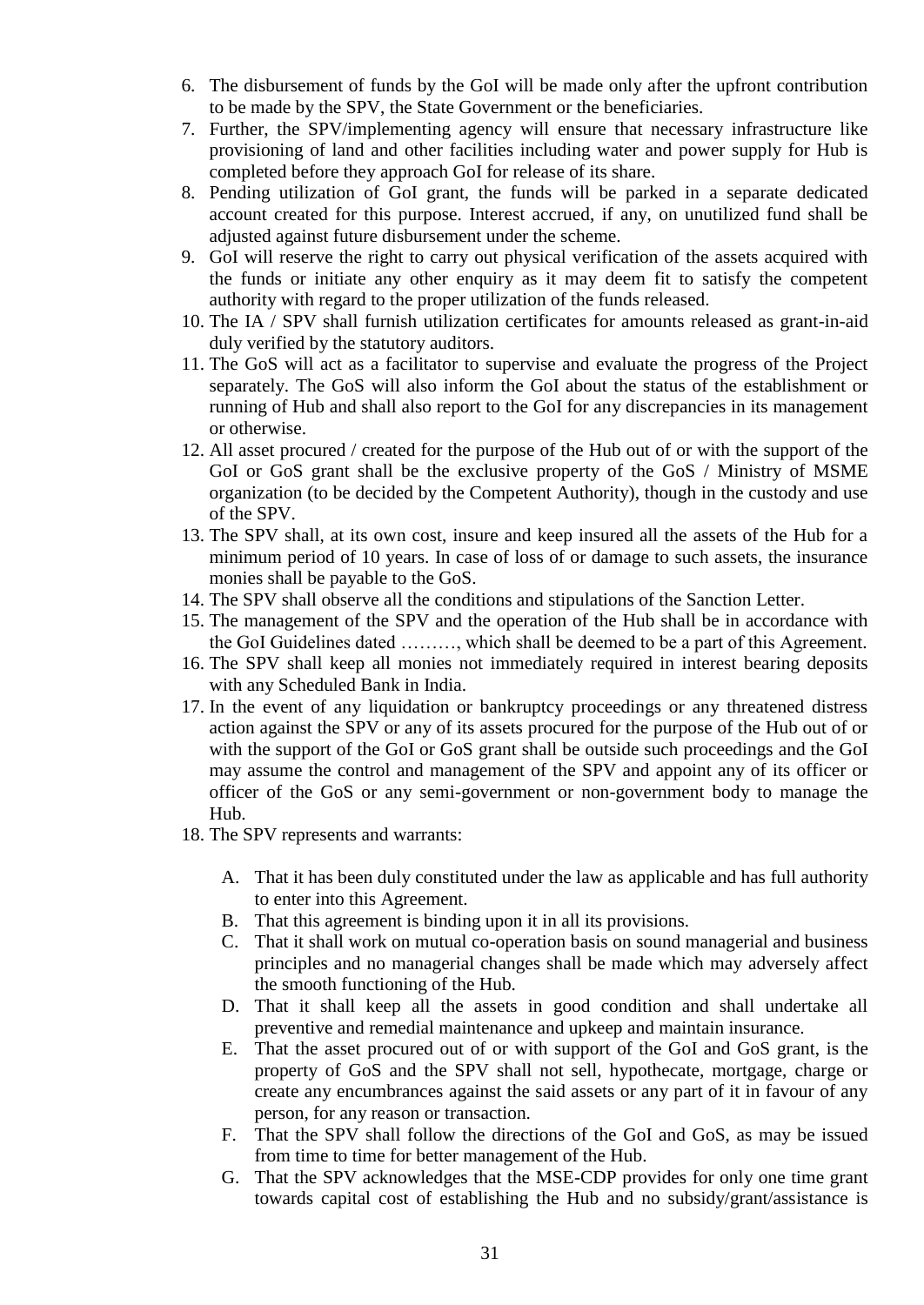6. The disbursement of funds by the GoI will be made only after the upfront contribution to be made by the SPV, the State Government or the beneficiaries.
7. Further, the SPV/implementing agency will ensure that necessary infrastructure like provisioning of land and other facilities including water and power supply for Hub is completed before they approach GoI for release of its share.
8. Pending utilization of GoI grant, the funds will be parked in a separate dedicated account created for this purpose. Interest accrued, if any, on unutilized fund shall be adjusted against future disbursement under the scheme.
9. GoI will reserve the right to carry out physical verification of the assets acquired with the funds or initiate any other enquiry as it may deem fit to satisfy the competent authority with regard to the proper utilization of the funds released.
10. The IA / SPV shall furnish utilization certificates for amounts released as grant-in-aid duly verified by the statutory auditors.
11. The GoS will act as a facilitator to supervise and evaluate the progress of the Project separately. The GoS will also inform the GoI about the status of the establishment or running of Hub and shall also report to the GoI for any discrepancies in its management or otherwise.
12. All asset procured / created for the purpose of the Hub out of or with the support of the GoI or GoS grant shall be the exclusive property of the GoS / Ministry of MSME organization (to be decided by the Competent Authority), though in the custody and use of the SPV.
13. The SPV shall, at its own cost, insure and keep insured all the assets of the Hub for a minimum period of 10 years. In case of loss of or damage to such assets, the insurance monies shall be payable to the GoS.
14. The SPV shall observe all the conditions and stipulations of the Sanction Letter.
15. The management of the SPV and the operation of the Hub shall be in accordance with the GoI Guidelines dated ………, which shall be deemed to be a part of this Agreement.
16. The SPV shall keep all monies not immediately required in interest bearing deposits with any Scheduled Bank in India.
17. In the event of any liquidation or bankruptcy proceedings or any threatened distress action against the SPV or any of its assets procured for the purpose of the Hub out of or with the support of the GoI or GoS grant shall be outside such proceedings and the GoI may assume the control and management of the SPV and appoint any of its officer or officer of the GoS or any semi-government or non-government body to manage the Hub.
18. The SPV represents and warrants:

    A. That it has been duly constituted under the law as applicable and has full authority to enter into this Agreement.
    B. That this agreement is binding upon it in all its provisions.
    C. That it shall work on mutual co-operation basis on sound managerial and business principles and no managerial changes shall be made which may adversely affect the smooth functioning of the Hub.
    D. That it shall keep all the assets in good condition and shall undertake all preventive and remedial maintenance and upkeep and maintain insurance.
    E. That the asset procured out of or with support of the GoI and GoS grant, is the property of GoS and the SPV shall not sell, hypothecate, mortgage, charge or create any encumbrances against the said assets or any part of it in favour of any person, for any reason or transaction.
    F. That the SPV shall follow the directions of the GoI and GoS, as may be issued from time to time for better management of the Hub.
    G. That the SPV acknowledges that the MSE-CDP provides for only one time grant towards capital cost of establishing the Hub and no subsidy/grant/assistance is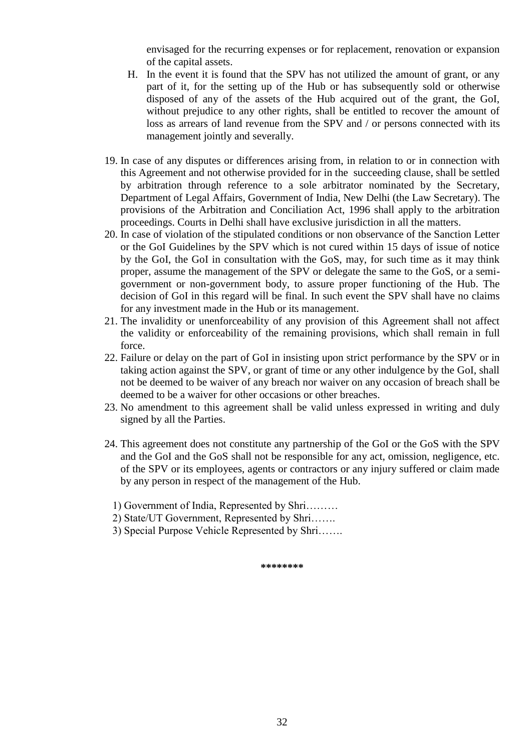envisaged for the recurring expenses or for replacement, renovation or expansion of the capital assets.

H. In the event it is found that the SPV has not utilized the amount of grant, or any part of it, for the setting up of the Hub or has subsequently sold or otherwise disposed of any of the assets of the Hub acquired out of the grant, the GoI, without prejudice to any other rights, shall be entitled to recover the amount of loss as arrears of land revenue from the SPV and / or persons connected with its management jointly and severally.

19. In case of any disputes or differences arising from, in relation to or in connection with this Agreement and not otherwise provided for in the succeeding clause, shall be settled by arbitration through reference to a sole arbitrator nominated by the Secretary, Department of Legal Affairs, Government of India, New Delhi (the Law Secretary). The provisions of the Arbitration and Conciliation Act, 1996 shall apply to the arbitration proceedings. Courts in Delhi shall have exclusive jurisdiction in all the matters.
20. In case of violation of the stipulated conditions or non observance of the Sanction Letter or the GoI Guidelines by the SPV which is not cured within 15 days of issue of notice by the GoI, the GoI in consultation with the GoS, may, for such time as it may think proper, assume the management of the SPV or delegate the same to the GoS, or a semi-government or non-government body, to assure proper functioning of the Hub. The decision of GoI in this regard will be final. In such event the SPV shall have no claims for any investment made in the Hub or its management.
21. The invalidity or unenforceability of any provision of this Agreement shall not affect the validity or enforceability of the remaining provisions, which shall remain in full force.
22. Failure or delay on the part of GoI in insisting upon strict performance by the SPV or in taking action against the SPV, or grant of time or any other indulgence by the GoI, shall not be deemed to be waiver of any breach nor waiver on any occasion of breach shall be deemed to be a waiver for other occasions or other breaches.
23. No amendment to this agreement shall be valid unless expressed in writing and duly signed by all the Parties.

24. This agreement does not constitute any partnership of the GoI or the GoS with the SPV and the GoI and the GoS shall not be responsible for any act, omission, negligence, etc. of the SPV or its employees, agents or contractors or any injury suffered or claim made by any person in respect of the management of the Hub.

1) Government of India, Represented by Shri………
2) State/UT Government, Represented by Shri…….
3) Special Purpose Vehicle Represented by Shri…….

********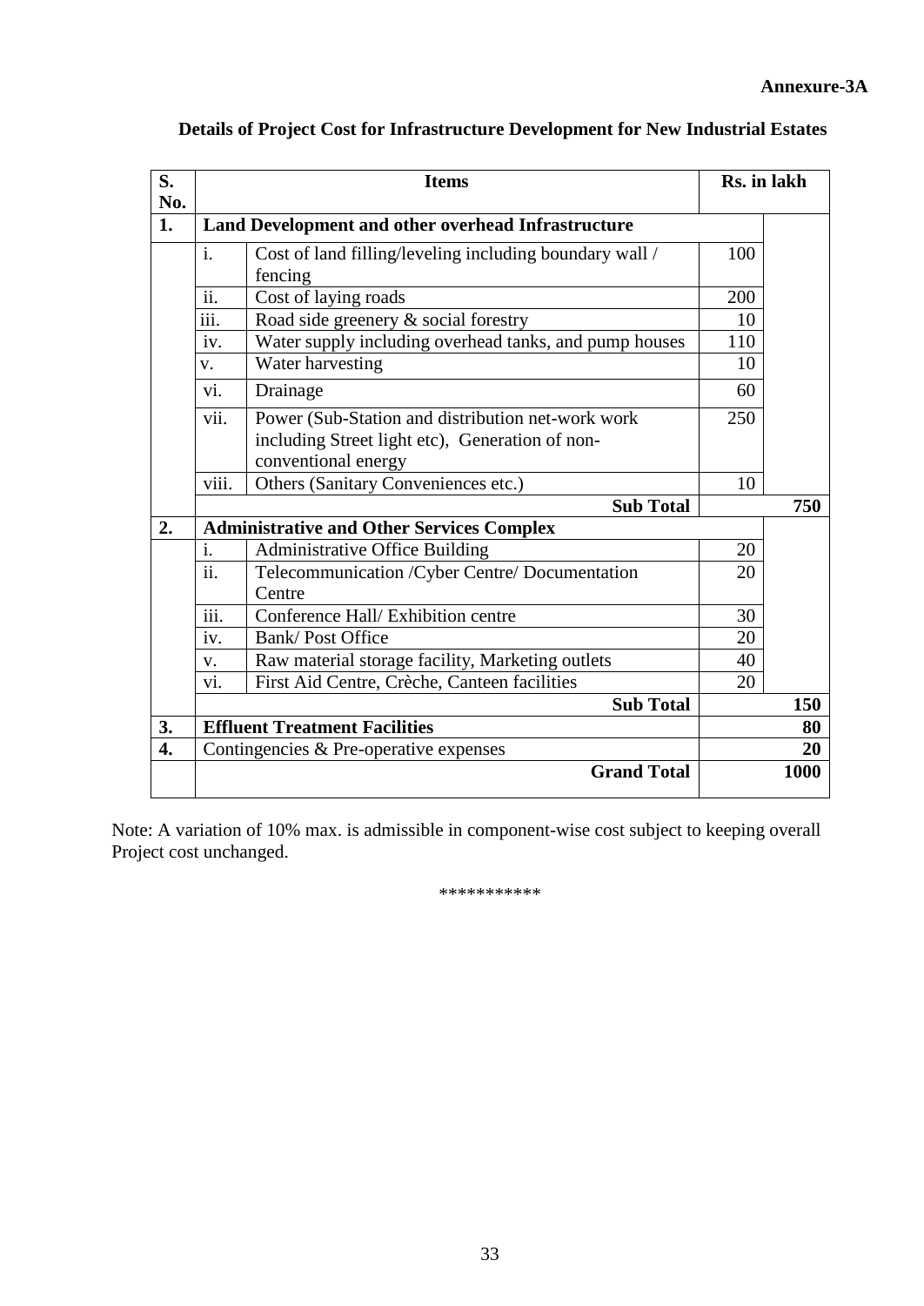**Annexure-3A**

**Details of Project Cost for Infrastructure Development for New Industrial Estates**

| S. No. | Items | | Rs. in lakh | |
|---|---|---|---|---|
| **1.** | **Land Development and other overhead Infrastructure** | | | |
| | i. | Cost of land filling/leveling including boundary wall / fencing | 100 | |
| | ii. | Cost of laying roads | 200 | |
| | iii. | Road side greenery & social forestry | 10 | |
| | iv. | Water supply including overhead tanks, and pump houses | 110 | |
| | v. | Water harvesting | 10 | |
| | vi. | Drainage | 60 | |
| | vii. | Power (Sub-Station and distribution net-work work including Street light etc), Generation of non-conventional energy | 250 | |
| | viii. | Others (Sanitary Conveniences etc.) | 10 | |
| | | **Sub Total** | | **750** |
| **2.** | **Administrative and Other Services Complex** | | | |
| | i. | Administrative Office Building | 20 | |
| | ii. | Telecommunication /Cyber Centre/ Documentation Centre | 20 | |
| | iii. | Conference Hall/ Exhibition centre | 30 | |
| | iv. | Bank/ Post Office | 20 | |
| | v. | Raw material storage facility, Marketing outlets | 40 | |
| | vi. | First Aid Centre, Crèche, Canteen facilities | 20 | |
| | | **Sub Total** | | **150** |
| **3.** | **Effluent Treatment Facilities** | | | **80** |
| **4.** | Contingencies & Pre-operative expenses | | | **20** |
| | | **Grand Total** | | **1000** |

Note: A variation of 10% max. is admissible in component-wise cost subject to keeping overall Project cost unchanged.

***********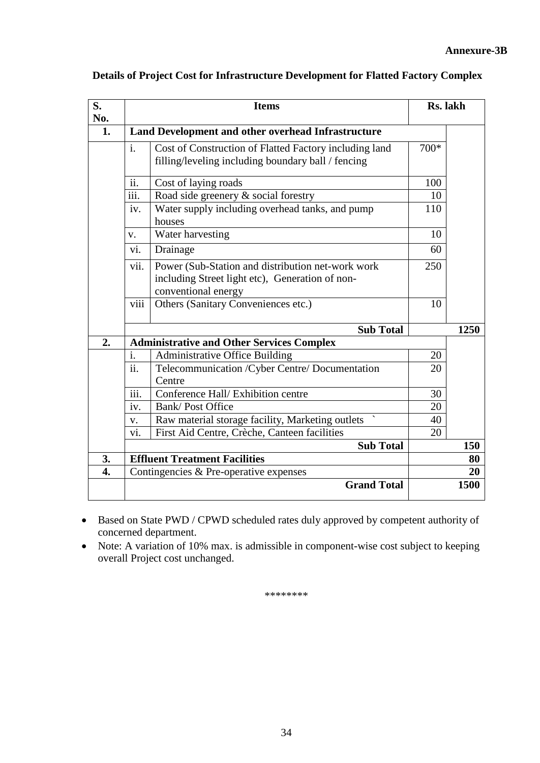**Annexure-3B**

**Details of Project Cost for Infrastructure Development for Flatted Factory Complex**

| S. No. | | Items | Rs. lakh | |
|---|---|---|---|---|
| **1.** | **Land Development and other overhead Infrastructure** | | | |
| | i. | Cost of Construction of Flatted Factory including land filling/leveling including boundary ball / fencing | 700* | |
| | ii. | Cost of laying roads | 100 | |
| | iii. | Road side greenery & social forestry | 10 | |
| | iv. | Water supply including overhead tanks, and pump houses | 110 | |
| | v. | Water harvesting | 10 | |
| | vi. | Drainage | 60 | |
| | vii. | Power (Sub-Station and distribution net-work work including Street light etc), Generation of non-conventional energy | 250 | |
| | viii | Others (Sanitary Conveniences etc.) | 10 | |
| | | **Sub Total** | | **1250** |
| **2.** | **Administrative and Other Services Complex** | | | |
| | i. | Administrative Office Building | 20 | |
| | ii. | Telecommunication /Cyber Centre/ Documentation Centre | 20 | |
| | iii. | Conference Hall/ Exhibition centre | 30 | |
| | iv. | Bank/ Post Office | 20 | |
| | v. | Raw material storage facility, Marketing outlets ` | 40 | |
| | vi. | First Aid Centre, Crèche, Canteen facilities | 20 | |
| | | **Sub Total** | | **150** |
| **3.** | **Effluent Treatment Facilities** | | | **80** |
| **4.** | Contingencies & Pre-operative expenses | | | **20** |
| | | **Grand Total** | | **1500** |

- Based on State PWD / CPWD scheduled rates duly approved by competent authority of concerned department.
- Note: A variation of 10% max. is admissible in component-wise cost subject to keeping overall Project cost unchanged.

********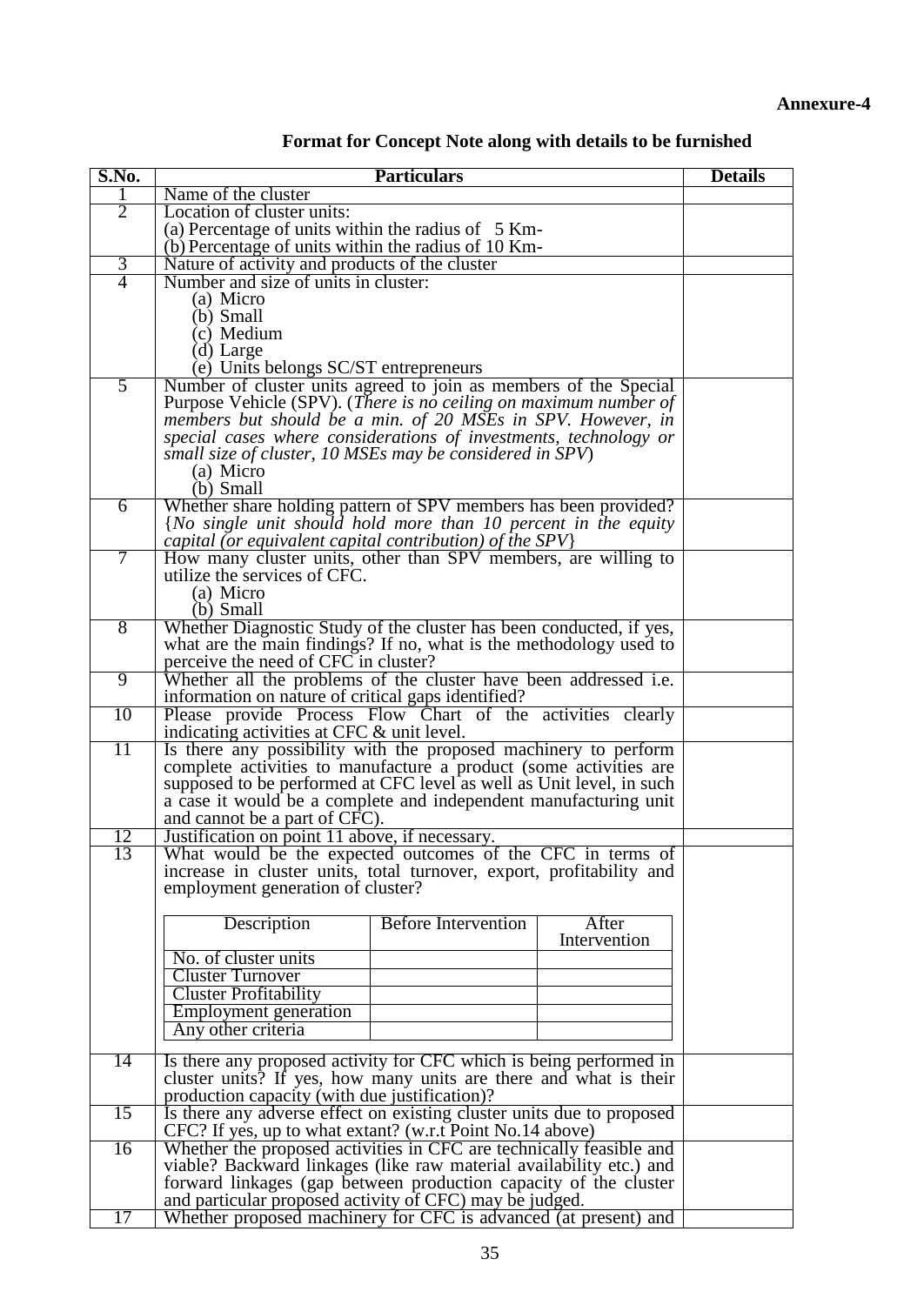**Annexure-4**

## Format for Concept Note along with details to be furnished

| S.No. | Particulars | Details |
|---|---|---|
| 1 | Name of the cluster | |
| 2 | Location of cluster units:<br>(a) Percentage of units within the radius of 5 Km-<br>(b) Percentage of units within the radius of 10 Km- | |
| 3 | Nature of activity and products of the cluster | |
| 4 | Number and size of units in cluster:<br>(a) Micro<br>(b) Small<br>(c) Medium<br>(d) Large<br>(e) Units belongs SC/ST entrepreneurs | |
| 5 | Number of cluster units agreed to join as members of the Special Purpose Vehicle (SPV). (*There is no ceiling on maximum number of members but should be a min. of 20 MSEs in SPV. However, in special cases where considerations of investments, technology or small size of cluster, 10 MSEs may be considered in SPV*)<br>(a) Micro<br>(b) Small | |
| 6 | Whether share holding pattern of SPV members has been provided? {*No single unit should hold more than 10 percent in the equity capital (or equivalent capital contribution) of the SPV*} | |
| 7 | How many cluster units, other than SPV members, are willing to utilize the services of CFC.<br>(a) Micro<br>(b) Small | |
| 8 | Whether Diagnostic Study of the cluster has been conducted, if yes, what are the main findings? If no, what is the methodology used to perceive the need of CFC in cluster? | |
| 9 | Whether all the problems of the cluster have been addressed i.e. information on nature of critical gaps identified? | |
| 10 | Please provide Process Flow Chart of the activities clearly indicating activities at CFC & unit level. | |
| 11 | Is there any possibility with the proposed machinery to perform complete activities to manufacture a product (some activities are supposed to be performed at CFC level as well as Unit level, in such a case it would be a complete and independent manufacturing unit and cannot be a part of CFC). | |
| 12 | Justification on point 11 above, if necessary. | |
| 13 | What would be the expected outcomes of the CFC in terms of increase in cluster units, total turnover, export, profitability and employment generation of cluster?<br><br>Description / Before Intervention / After Intervention:<br>No. of cluster units<br>Cluster Turnover<br>Cluster Profitability<br>Employment generation<br>Any other criteria | |
| 14 | Is there any proposed activity for CFC which is being performed in cluster units? If yes, how many units are there and what is their production capacity (with due justification)? | |
| 15 | Is there any adverse effect on existing cluster units due to proposed CFC? If yes, up to what extant? (w.r.t Point No.14 above) | |
| 16 | Whether the proposed activities in CFC are technically feasible and viable? Backward linkages (like raw material availability etc.) and forward linkages (gap between production capacity of the cluster and particular proposed activity of CFC) may be judged. | |
| 17 | Whether proposed machinery for CFC is advanced (at present) and | |

Sub-table for item 13:

| Description | Before Intervention | After Intervention |
|---|---|---|
| No. of cluster units | | |
| Cluster Turnover | | |
| Cluster Profitability | | |
| Employment generation | | |
| Any other criteria | | |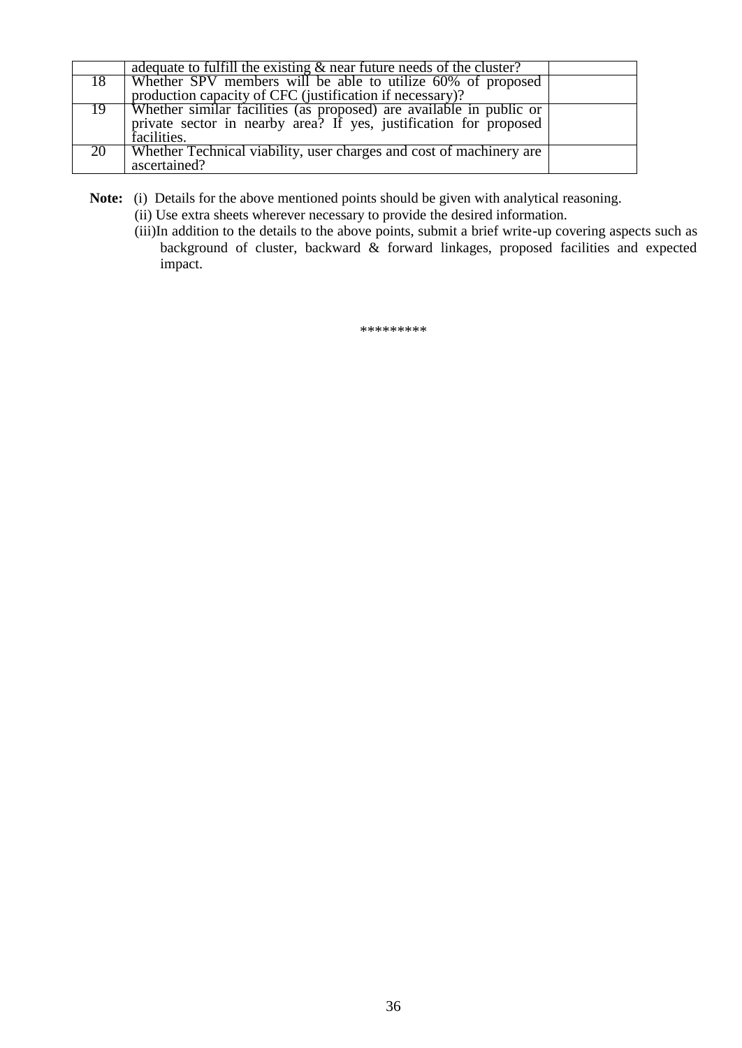|  |  |  |
|---|---|---|
|  | adequate to fulfill the existing & near future needs of the cluster? |  |
| 18 | Whether SPV members will be able to utilize 60% of proposed production capacity of CFC (justification if necessary)? |  |
| 19 | Whether similar facilities (as proposed) are available in public or private sector in nearby area? If yes, justification for proposed facilities. |  |
| 20 | Whether Technical viability, user charges and cost of machinery are ascertained? |  |

**Note:** (i) Details for the above mentioned points should be given with analytical reasoning.

(ii) Use extra sheets wherever necessary to provide the desired information.

(iii)In addition to the details to the above points, submit a brief write-up covering aspects such as background of cluster, backward & forward linkages, proposed facilities and expected impact.

*********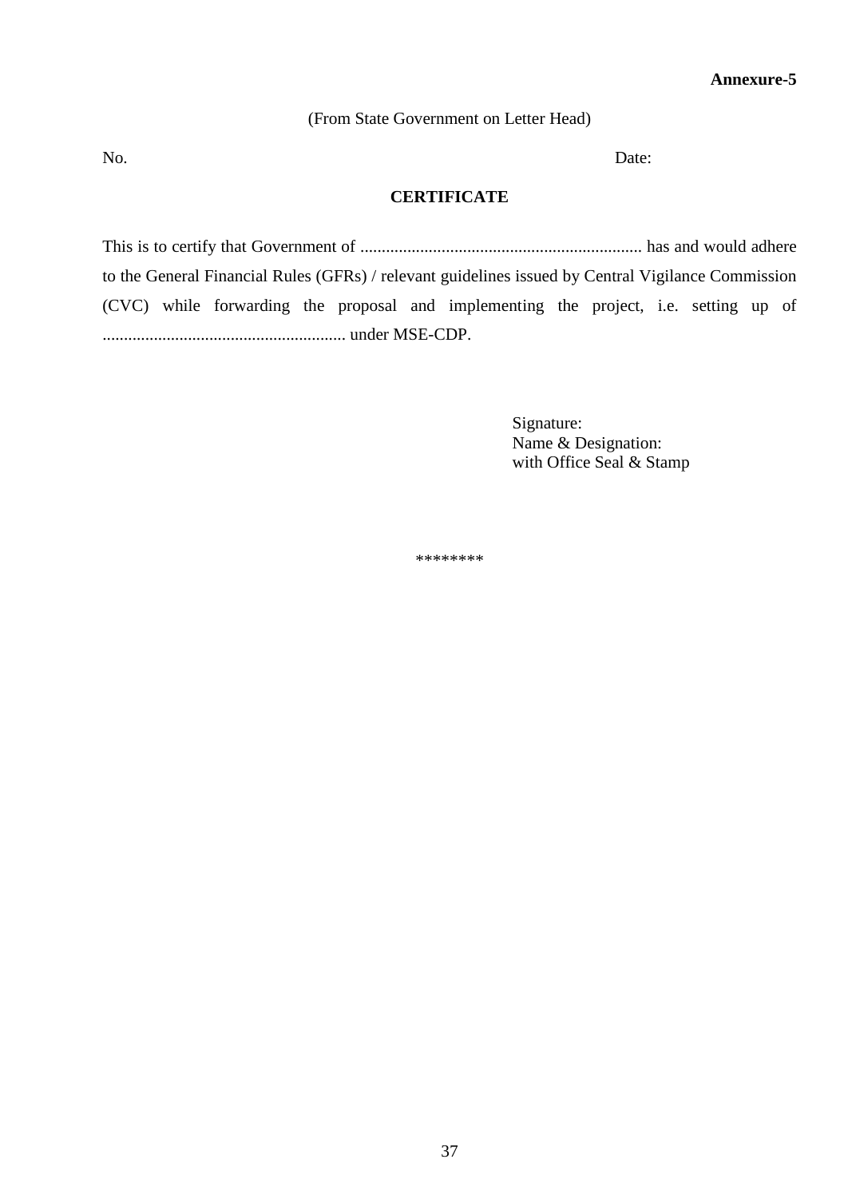**Annexure-5**

(From State Government on Letter Head)

No. Date:

**CERTIFICATE**

This is to certify that Government of .................................................................. has and would adhere to the General Financial Rules (GFRs) / relevant guidelines issued by Central Vigilance Commission (CVC) while forwarding the proposal and implementing the project, i.e. setting up of ......................................................... under MSE-CDP.

Signature:
Name & Designation:
with Office Seal & Stamp

********